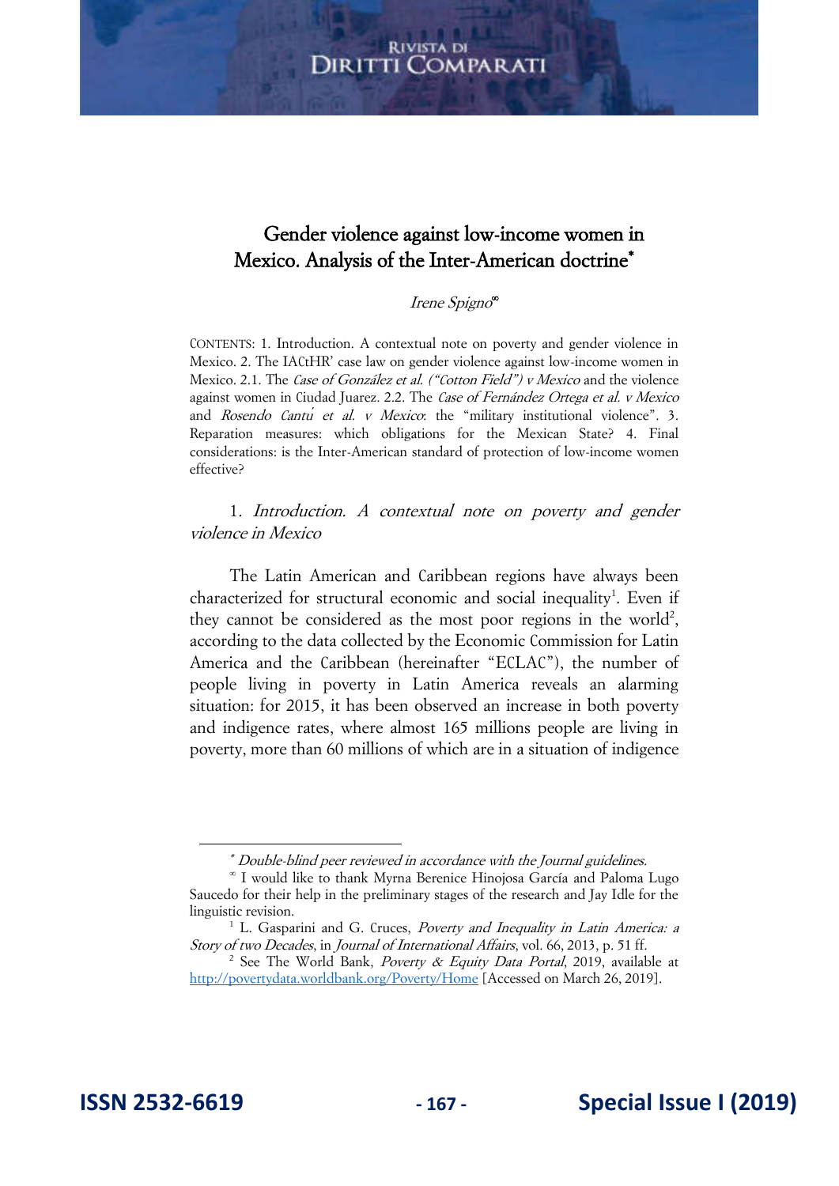# Gender violence against low-income women in Mexico. Analysis of the Inter-American doctrine*

*Irene Spigno*[∞]

CONTENTS: 1. Introduction. A contextual note on poverty and gender violence in Mexico. 2. The IACtHR' case law on gender violence against low-income women in Mexico. 2.1. The *Case of González et al. ("Cotton Field") v Mexico* and the violence against women in Ciudad Juarez. 2.2. The *Case of Fernández Ortega et al. v Mexico* and *Rosendo Cantú et al. v Mexico*: the "military institutional violence". 3. Reparation measures: which obligations for the Mexican State? 4. Final considerations: is the Inter-American standard of protection of low-income women effective?

## 1. *Introduction. A contextual note on poverty and gender violence in Mexico*

The Latin American and Caribbean regions have always been characterized for structural economic and social inequality[1]. Even if they cannot be considered as the most poor regions in the world[2], according to the data collected by the Economic Commission for Latin America and the Caribbean (hereinafter "ECLAC"), the number of people living in poverty in Latin America reveals an alarming situation: for 2015, it has been observed an increase in both poverty and indigence rates, where almost 165 millions people are living in poverty, more than 60 millions of which are in a situation of indigence

---

\* *Double-blind peer reviewed in accordance with the Journal guidelines.*

[∞] I would like to thank Myrna Berenice Hinojosa García and Paloma Lugo Saucedo for their help in the preliminary stages of the research and Jay Idle for the linguistic revision.

[1] L. Gasparini and G. Cruces, *Poverty and Inequality in Latin America: a Story of two Decades*, in *Journal of International Affairs*, vol. 66, 2013, p. 51 ff.

[2] See The World Bank, *Poverty & Equity Data Portal*, 2019, available at http://povertydata.worldbank.org/Poverty/Home [Accessed on March 26, 2019].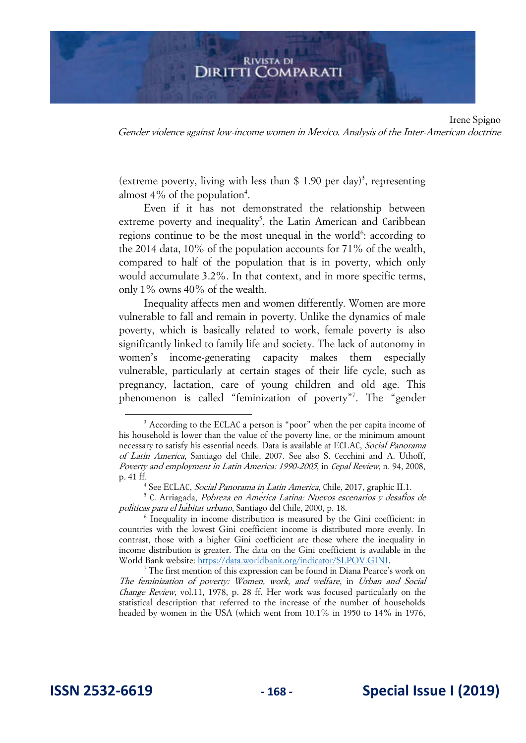(extreme poverty, living with less than $ 1.90 per day)[3], representing almost 4% of the population[4].

Even if it has not demonstrated the relationship between extreme poverty and inequality[5], the Latin American and Caribbean regions continue to be the most unequal in the world[6]: according to the 2014 data, 10% of the population accounts for 71% of the wealth, compared to half of the population that is in poverty, which only would accumulate 3.2%. In that context, and in more specific terms, only 1% owns 40% of the wealth.

Inequality affects men and women differently. Women are more vulnerable to fall and remain in poverty. Unlike the dynamics of male poverty, which is basically related to work, female poverty is also significantly linked to family life and society. The lack of autonomy in women's income-generating capacity makes them especially vulnerable, particularly at certain stages of their life cycle, such as pregnancy, lactation, care of young children and old age. This phenomenon is called "feminization of poverty"[7]. The "gender

---

[3] According to the ECLAC a person is "poor" when the per capita income of his household is lower than the value of the poverty line, or the minimum amount necessary to satisfy his essential needs. Data is available at ECLAC, *Social Panorama of Latin America*, Santiago del Chile, 2007. See also S. Cecchini and A. Uthoff, *Poverty and employment in Latin America: 1990-2005*, in *Cepal Review*, n. 94, 2008, p. 41 ff.

[4] See ECLAC, *Social Panorama in Latin America*, Chile, 2017, graphic II.1.

[5] C. Arriagada, *Pobreza en América Latina: Nuevos escenarios y desafíos de políticas para el hábitat urbano*, Santiago del Chile, 2000, p. 18.

[6] Inequality in income distribution is measured by the Gini coefficient: in countries with the lowest Gini coefficient income is distributed more evenly. In contrast, those with a higher Gini coefficient are those where the inequality in income distribution is greater. The data on the Gini coefficient is available in the World Bank website: https://data.worldbank.org/indicator/SI.POV.GINI.

[7] The first mention of this expression can be found in Diana Pearce's work on *The feminization of poverty: Women, work, and welfare*, in *Urban and Social Change Review*, vol.11, 1978, p. 28 ff. Her work was focused particularly on the statistical description that referred to the increase of the number of households headed by women in the USA (which went from 10.1% in 1950 to 14% in 1976,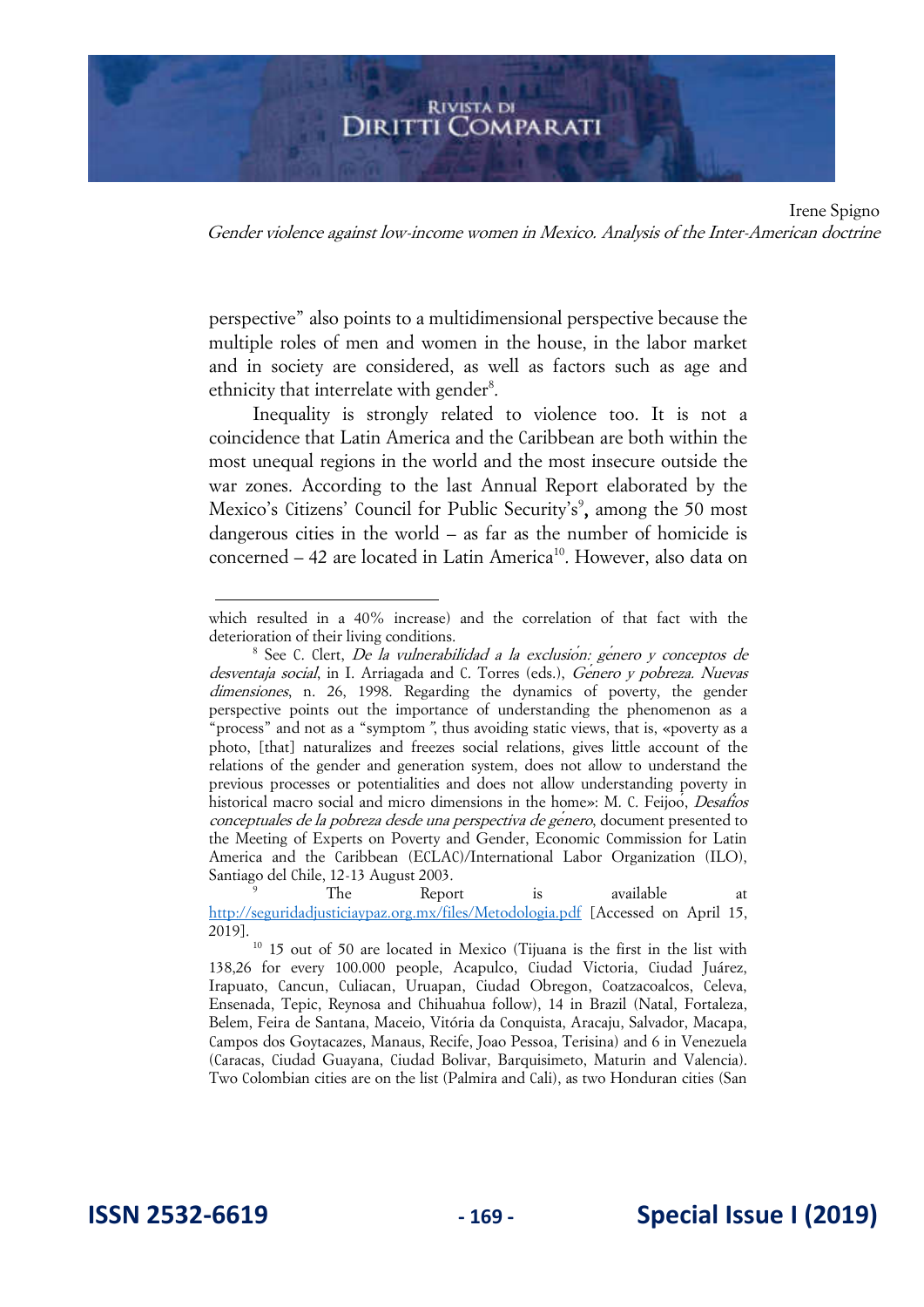perspective" also points to a multidimensional perspective because the multiple roles of men and women in the house, in the labor market and in society are considered, as well as factors such as age and ethnicity that interrelate with gender[8].

Inequality is strongly related to violence too. It is not a coincidence that Latin America and the Caribbean are both within the most unequal regions in the world and the most insecure outside the war zones. According to the last Annual Report elaborated by the Mexico's Citizens' Council for Public Security's[9], among the 50 most dangerous cities in the world – as far as the number of homicide is concerned – 42 are located in Latin America[10]. However, also data on

---

which resulted in a 40% increase) and the correlation of that fact with the deterioration of their living conditions.

[8] See C. Clert, *De la vulnerabilidad a la exclusión: género y conceptos de desventaja social*, in I. Arriagada and C. Torres (eds.), *Género y pobreza. Nuevas dimensiones*, n. 26, 1998. Regarding the dynamics of poverty, the gender perspective points out the importance of understanding the phenomenon as a "process" and not as a "symptom", thus avoiding static views, that is, «poverty as a photo, [that] naturalizes and freezes social relations, gives little account of the relations of the gender and generation system, does not allow to understand the previous processes or potentialities and does not allow understanding poverty in historical macro social and micro dimensions in the home»: M. C. Feijoo, *Desafíos conceptuales de la pobreza desde una perspectiva de género*, document presented to the Meeting of Experts on Poverty and Gender, Economic Commission for Latin America and the Caribbean (ECLAC)/International Labor Organization (ILO), Santiago del Chile, 12-13 August 2003.

[9] The Report is available at http://seguridadjusticiaypaz.org.mx/files/Metodologia.pdf [Accessed on April 15, 2019].

[10] 15 out of 50 are located in Mexico (Tijuana is the first in the list with 138,26 for every 100.000 people, Acapulco, Ciudad Victoria, Ciudad Juárez, Irapuato, Cancun, Culiacan, Uruapan, Ciudad Obregon, Coatzacoalcos, Celeva, Ensenada, Tepic, Reynosa and Chihuahua follow), 14 in Brazil (Natal, Fortaleza, Belem, Feira de Santana, Maceio, Vitória da Conquista, Aracaju, Salvador, Macapa, Campos dos Goytacazes, Manaus, Recife, Joao Pessoa, Terisina) and 6 in Venezuela (Caracas, Ciudad Guayana, Ciudad Bolivar, Barquisimeto, Maturin and Valencia). Two Colombian cities are on the list (Palmira and Cali), as two Honduran cities (San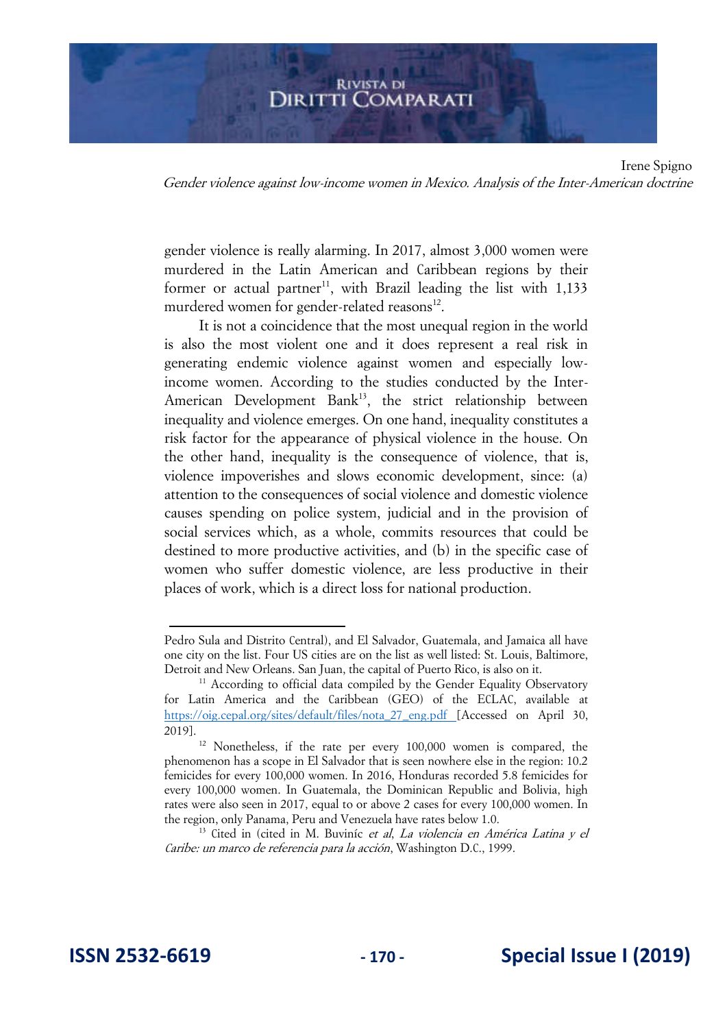gender violence is really alarming. In 2017, almost 3,000 women were murdered in the Latin American and Caribbean regions by their former or actual partner[11], with Brazil leading the list with 1,133 murdered women for gender-related reasons[12].

It is not a coincidence that the most unequal region in the world is also the most violent one and it does represent a real risk in generating endemic violence against women and especially low-income women. According to the studies conducted by the Inter-American Development Bank[13], the strict relationship between inequality and violence emerges. On one hand, inequality constitutes a risk factor for the appearance of physical violence in the house. On the other hand, inequality is the consequence of violence, that is, violence impoverishes and slows economic development, since: (a) attention to the consequences of social violence and domestic violence causes spending on police system, judicial and in the provision of social services which, as a whole, commits resources that could be destined to more productive activities, and (b) in the specific case of women who suffer domestic violence, are less productive in their places of work, which is a direct loss for national production.

---

Pedro Sula and Distrito Central), and El Salvador, Guatemala, and Jamaica all have one city on the list. Four US cities are on the list as well listed: St. Louis, Baltimore, Detroit and New Orleans. San Juan, the capital of Puerto Rico, is also on it.

[11] According to official data compiled by the Gender Equality Observatory for Latin America and the Caribbean (GEO) of the ECLAC, available at https://oig.cepal.org/sites/default/files/nota_27_eng.pdf [Accessed on April 30, 2019].

[12] Nonetheless, if the rate per every 100,000 women is compared, the phenomenon has a scope in El Salvador that is seen nowhere else in the region: 10.2 femicides for every 100,000 women. In 2016, Honduras recorded 5.8 femicides for every 100,000 women. In Guatemala, the Dominican Republic and Bolivia, high rates were also seen in 2017, equal to or above 2 cases for every 100,000 women. In the region, only Panama, Peru and Venezuela have rates below 1.0.

[13] Cited in (cited in M. Buviníc *et al*, *La violencia en América Latina y el Caribe: un marco de referencia para la acción*, Washington D.C., 1999.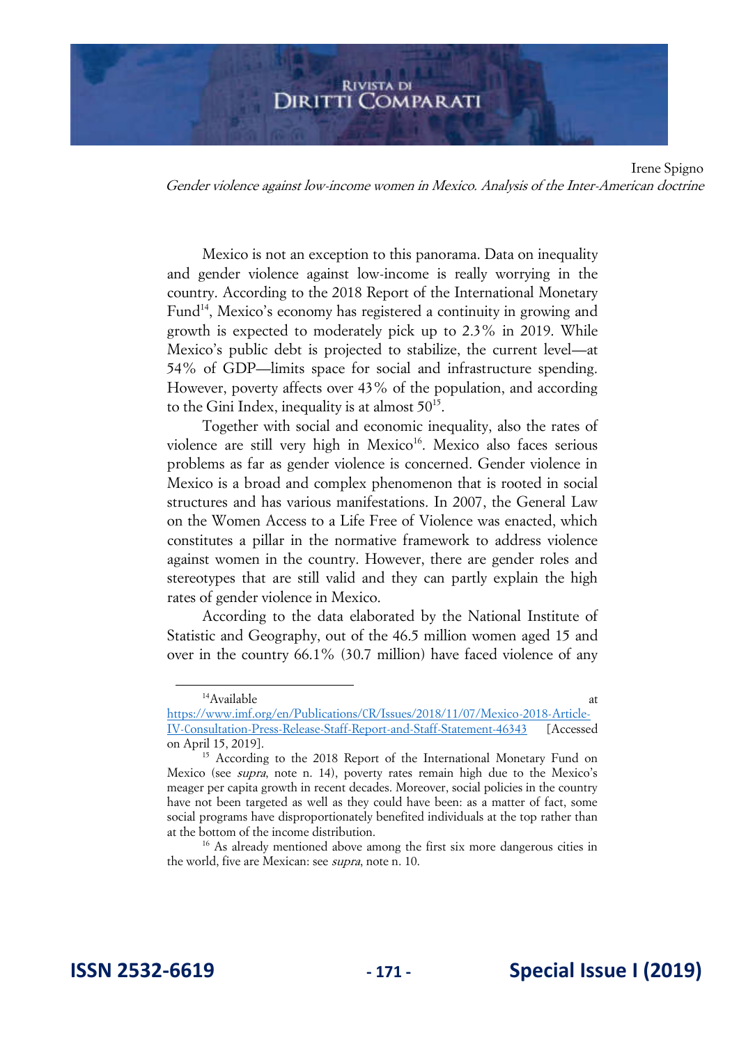Mexico is not an exception to this panorama. Data on inequality and gender violence against low-income is really worrying in the country. According to the 2018 Report of the International Monetary Fund[14], Mexico's economy has registered a continuity in growing and growth is expected to moderately pick up to 2.3% in 2019. While Mexico's public debt is projected to stabilize, the current level—at 54% of GDP—limits space for social and infrastructure spending. However, poverty affects over 43% of the population, and according to the Gini Index, inequality is at almost 50[15].

Together with social and economic inequality, also the rates of violence are still very high in Mexico[16]. Mexico also faces serious problems as far as gender violence is concerned. Gender violence in Mexico is a broad and complex phenomenon that is rooted in social structures and has various manifestations. In 2007, the General Law on the Women Access to a Life Free of Violence was enacted, which constitutes a pillar in the normative framework to address violence against women in the country. However, there are gender roles and stereotypes that are still valid and they can partly explain the high rates of gender violence in Mexico.

According to the data elaborated by the National Institute of Statistic and Geography, out of the 46.5 million women aged 15 and over in the country 66.1% (30.7 million) have faced violence of any

---

[14] Available at https://www.imf.org/en/Publications/CR/Issues/2018/11/07/Mexico-2018-Article-IV-Consultation-Press-Release-Staff-Report-and-Staff-Statement-46343 [Accessed on April 15, 2019].

[15] According to the 2018 Report of the International Monetary Fund on Mexico (see *supra*, note n. 14), poverty rates remain high due to the Mexico's meager per capita growth in recent decades. Moreover, social policies in the country have not been targeted as well as they could have been: as a matter of fact, some social programs have disproportionately benefited individuals at the top rather than at the bottom of the income distribution.

[16] As already mentioned above among the first six more dangerous cities in the world, five are Mexican: see *supra*, note n. 10.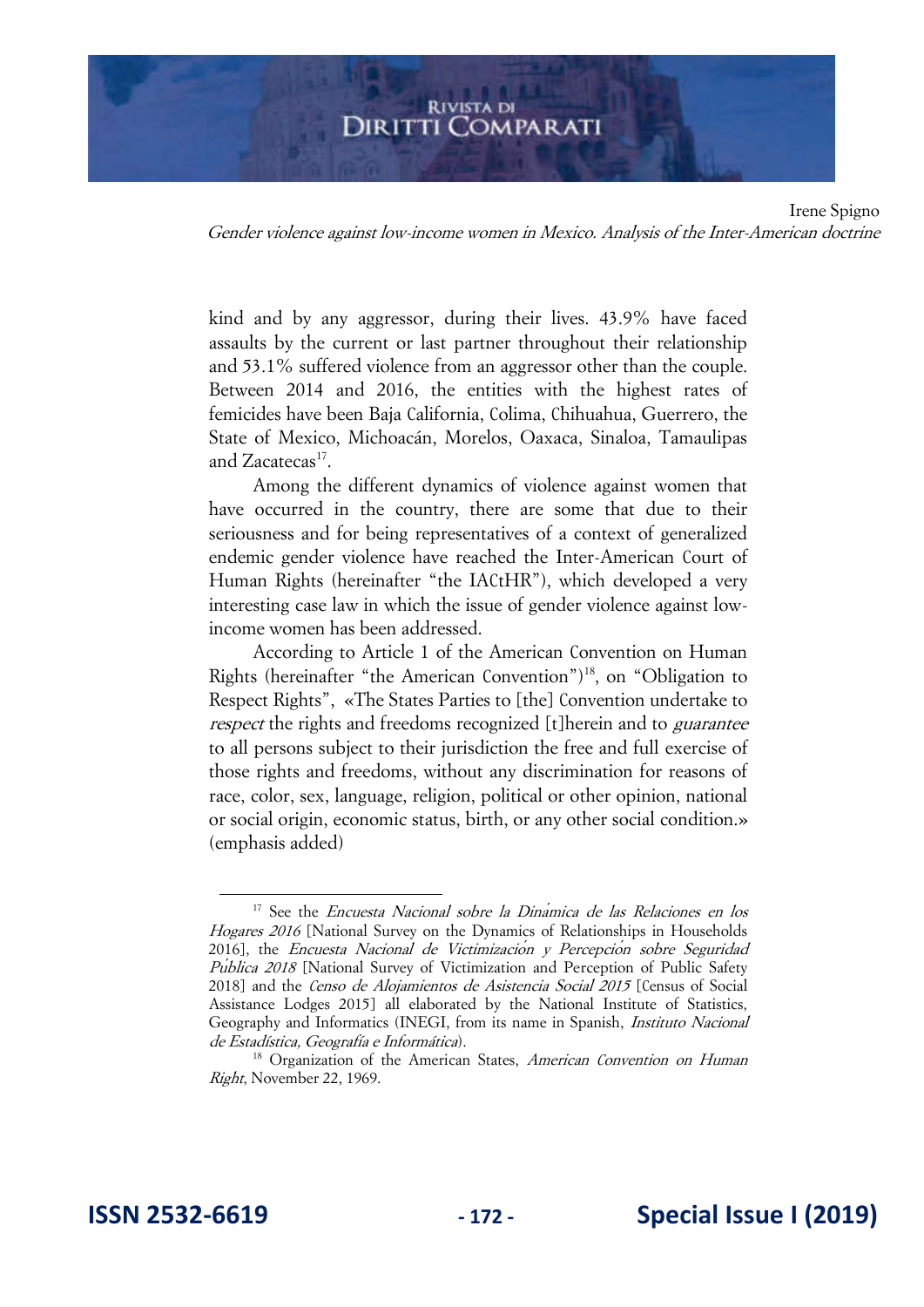kind and by any aggressor, during their lives. 43.9% have faced assaults by the current or last partner throughout their relationship and 53.1% suffered violence from an aggressor other than the couple. Between 2014 and 2016, the entities with the highest rates of femicides have been Baja California, Colima, Chihuahua, Guerrero, the State of Mexico, Michoacán, Morelos, Oaxaca, Sinaloa, Tamaulipas and Zacatecas[17].

Among the different dynamics of violence against women that have occurred in the country, there are some that due to their seriousness and for being representatives of a context of generalized endemic gender violence have reached the Inter-American Court of Human Rights (hereinafter "the IACtHR"), which developed a very interesting case law in which the issue of gender violence against low-income women has been addressed.

According to Article 1 of the American Convention on Human Rights (hereinafter "the American Convention")[18], on "Obligation to Respect Rights", «The States Parties to [the] Convention undertake to *respect* the rights and freedoms recognized [t]herein and to *guarantee* to all persons subject to their jurisdiction the free and full exercise of those rights and freedoms, without any discrimination for reasons of race, color, sex, language, religion, political or other opinion, national or social origin, economic status, birth, or any other social condition.» (emphasis added)

---

[17] See the *Encuesta Nacional sobre la Dinámica de las Relaciones en los Hogares 2016* [National Survey on the Dynamics of Relationships in Households 2016], the *Encuesta Nacional de Victimización y Percepción sobre Seguridad Pública 2018* [National Survey of Victimization and Perception of Public Safety 2018] and the *Censo de Alojamientos de Asistencia Social 2015* [Census of Social Assistance Lodges 2015] all elaborated by the National Institute of Statistics, Geography and Informatics (INEGI, from its name in Spanish, *Instituto Nacional de Estadística, Geografía e Informática*).

[18] Organization of the American States, *American Convention on Human Right*, November 22, 1969.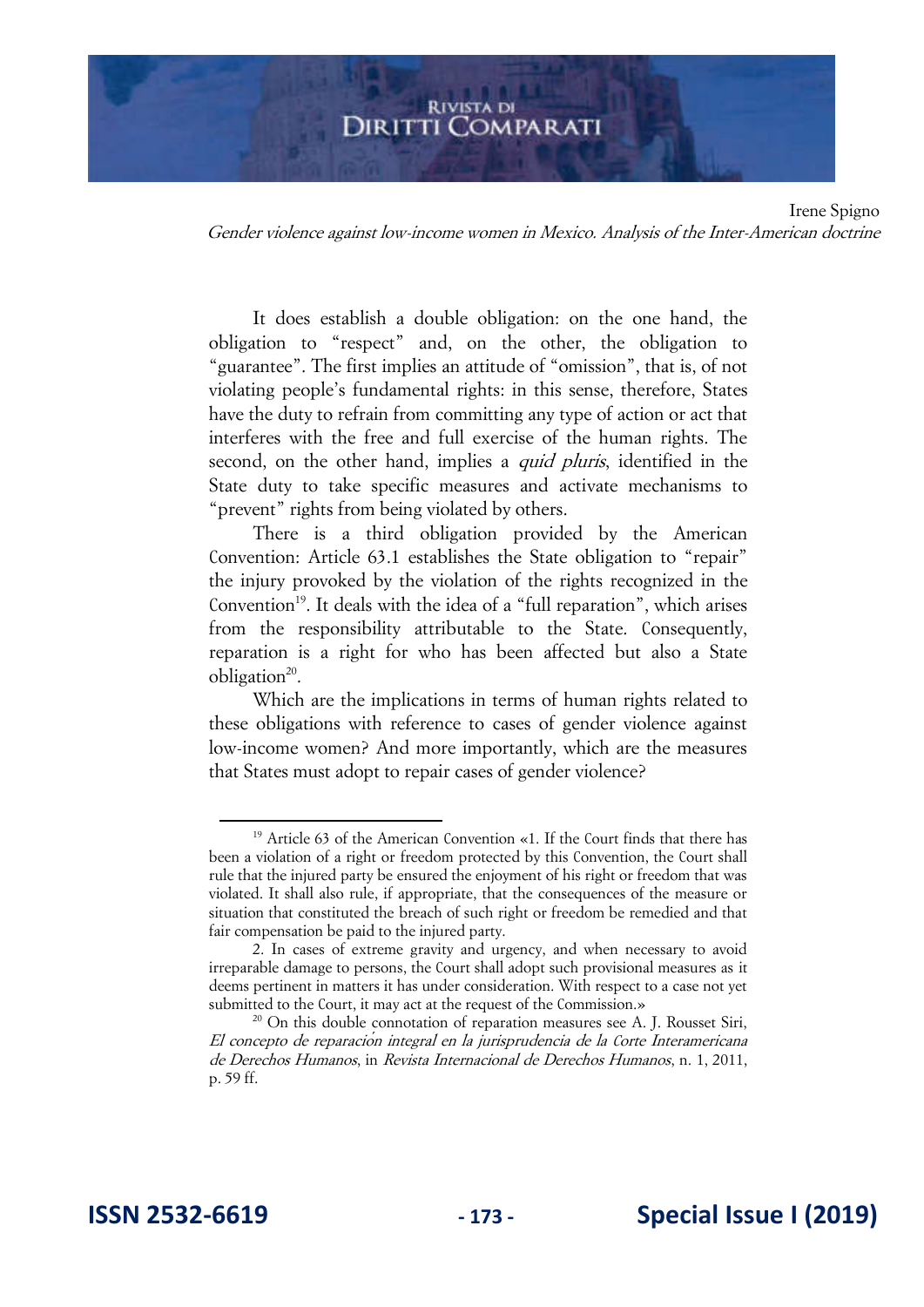It does establish a double obligation: on the one hand, the obligation to "respect" and, on the other, the obligation to "guarantee". The first implies an attitude of "omission", that is, of not violating people's fundamental rights: in this sense, therefore, States have the duty to refrain from committing any type of action or act that interferes with the free and full exercise of the human rights. The second, on the other hand, implies a *quid pluris*, identified in the State duty to take specific measures and activate mechanisms to "prevent" rights from being violated by others.

There is a third obligation provided by the American Convention: Article 63.1 establishes the State obligation to "repair" the injury provoked by the violation of the rights recognized in the Convention[19]. It deals with the idea of a "full reparation", which arises from the responsibility attributable to the State. Consequently, reparation is a right for who has been affected but also a State obligation[20].

Which are the implications in terms of human rights related to these obligations with reference to cases of gender violence against low-income women? And more importantly, which are the measures that States must adopt to repair cases of gender violence?

---

[19] Article 63 of the American Convention «1. If the Court finds that there has been a violation of a right or freedom protected by this Convention, the Court shall rule that the injured party be ensured the enjoyment of his right or freedom that was violated. It shall also rule, if appropriate, that the consequences of the measure or situation that constituted the breach of such right or freedom be remedied and that fair compensation be paid to the injured party.

2. In cases of extreme gravity and urgency, and when necessary to avoid irreparable damage to persons, the Court shall adopt such provisional measures as it deems pertinent in matters it has under consideration. With respect to a case not yet submitted to the Court, it may act at the request of the Commission.»

[20] On this double connotation of reparation measures see A. J. Rousset Siri, *El concepto de reparación integral en la jurisprudencia de la Corte Interamericana de Derechos Humanos*, in *Revista Internacional de Derechos Humanos*, n. 1, 2011, p. 59 ff.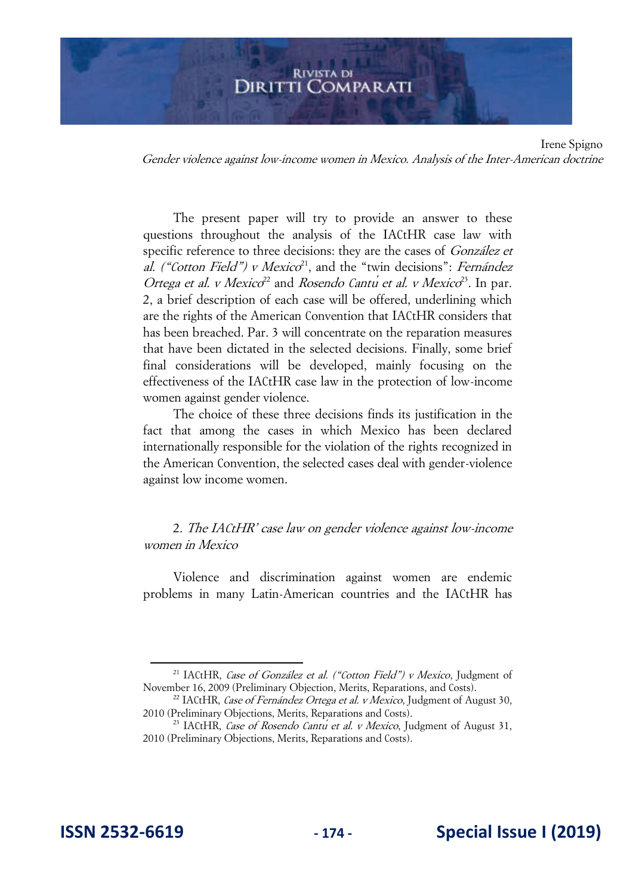The present paper will try to provide an answer to these questions throughout the analysis of the IACtHR case law with specific reference to three decisions: they are the cases of *González et al. ("Cotton Field") v Mexico*[21], and the "twin decisions": *Fernández Ortega et al. v Mexico*[22] and *Rosendo Cantú et al. v Mexico*[23]. In par. 2, a brief description of each case will be offered, underlining which are the rights of the American Convention that IACtHR considers that has been breached. Par. 3 will concentrate on the reparation measures that have been dictated in the selected decisions. Finally, some brief final considerations will be developed, mainly focusing on the effectiveness of the IACtHR case law in the protection of low-income women against gender violence.

The choice of these three decisions finds its justification in the fact that among the cases in which Mexico has been declared internationally responsible for the violation of the rights recognized in the American Convention, the selected cases deal with gender-violence against low income women.

## 2. *The IACtHR' case law on gender violence against low-income women in Mexico*

Violence and discrimination against women are endemic problems in many Latin-American countries and the IACtHR has

---

[21] IACtHR, *Case of González et al. ("Cotton Field") v Mexico*, Judgment of November 16, 2009 (Preliminary Objection, Merits, Reparations, and Costs).

[22] IACtHR, *Case of Fernández Ortega et al. v Mexico*, Judgment of August 30, 2010 (Preliminary Objections, Merits, Reparations and Costs).

[23] IACtHR, *Case of Rosendo Cantú et al. v Mexico*, Judgment of August 31, 2010 (Preliminary Objections, Merits, Reparations and Costs).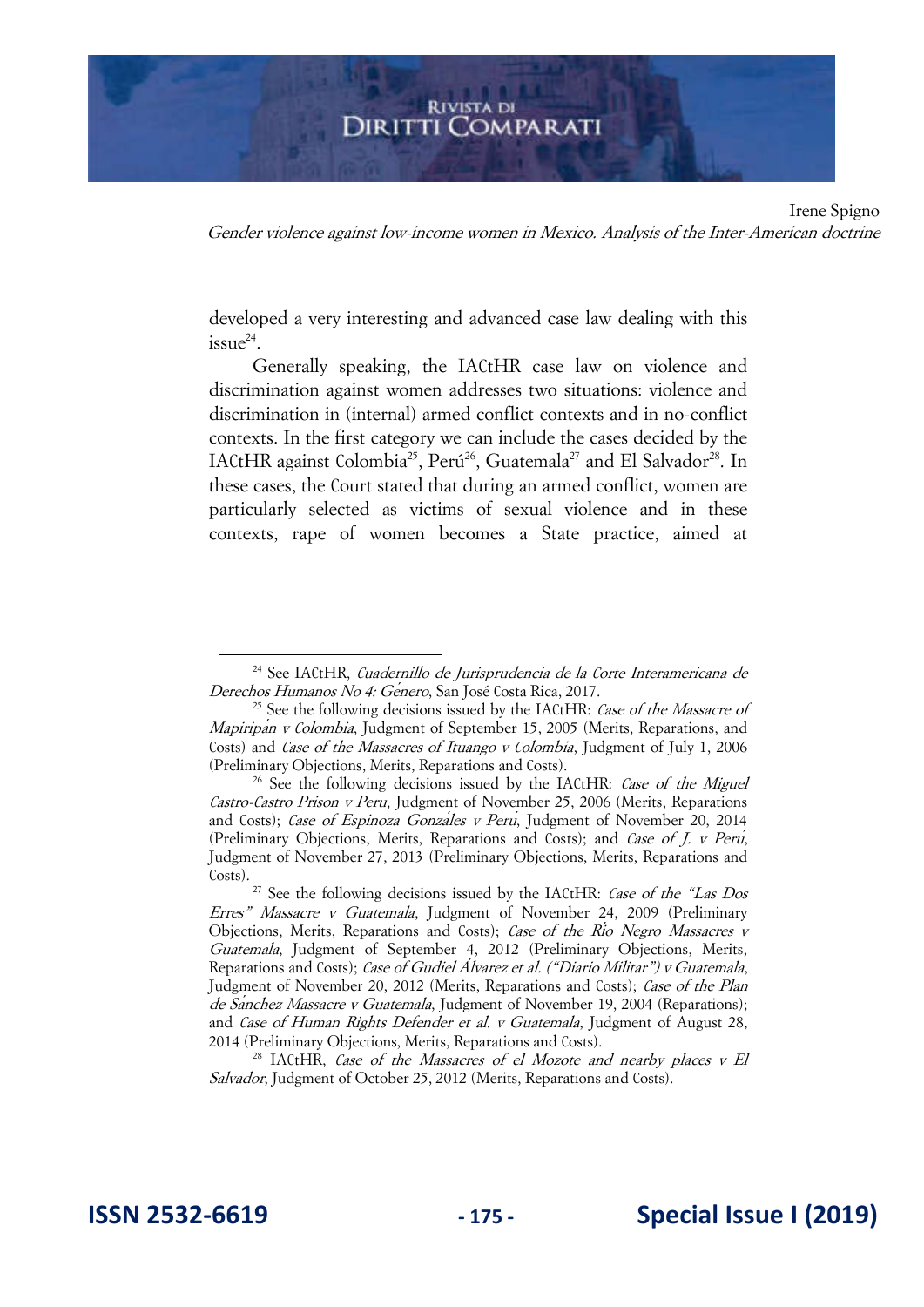developed a very interesting and advanced case law dealing with this issue[24].

Generally speaking, the IACtHR case law on violence and discrimination against women addresses two situations: violence and discrimination in (internal) armed conflict contexts and in no-conflict contexts. In the first category we can include the cases decided by the IACtHR against Colombia[25], Perú[26], Guatemala[27] and El Salvador[28]. In these cases, the Court stated that during an armed conflict, women are particularly selected as victims of sexual violence and in these contexts, rape of women becomes a State practice, aimed at

---

[24] See IACtHR, *Cuadernillo de Jurisprudencia de la Corte Interamericana de Derechos Humanos No 4: Género*, San José Costa Rica, 2017.

[25] See the following decisions issued by the IACtHR: *Case of the Massacre of Mapiripán v Colombia*, Judgment of September 15, 2005 (Merits, Reparations, and Costs) and *Case of the Massacres of Ituango v Colombia*, Judgment of July 1, 2006 (Preliminary Objections, Merits, Reparations and Costs).

[26] See the following decisions issued by the IACtHR: *Case of the Miguel Castro-Castro Prison v Peru*, Judgment of November 25, 2006 (Merits, Reparations and Costs); *Case of Espinoza Gonzáles v Perú*, Judgment of November 20, 2014 (Preliminary Objections, Merits, Reparations and Costs); and *Case of J. v Perú*, Judgment of November 27, 2013 (Preliminary Objections, Merits, Reparations and Costs).

[27] See the following decisions issued by the IACtHR: *Case of the "Las Dos Erres" Massacre v Guatemala*, Judgment of November 24, 2009 (Preliminary Objections, Merits, Reparations and Costs); *Case of the Río Negro Massacres v Guatemala*, Judgment of September 4, 2012 (Preliminary Objections, Merits, Reparations and Costs); *Case of Gudiel Álvarez et al. ("Diario Militar") v Guatemala*, Judgment of November 20, 2012 (Merits, Reparations and Costs); *Case of the Plan de Sánchez Massacre v Guatemala*, Judgment of November 19, 2004 (Reparations); and *Case of Human Rights Defender et al. v Guatemala*, Judgment of August 28, 2014 (Preliminary Objections, Merits, Reparations and Costs).

[28] IACtHR, *Case of the Massacres of el Mozote and nearby places v El Salvador*, Judgment of October 25, 2012 (Merits, Reparations and Costs).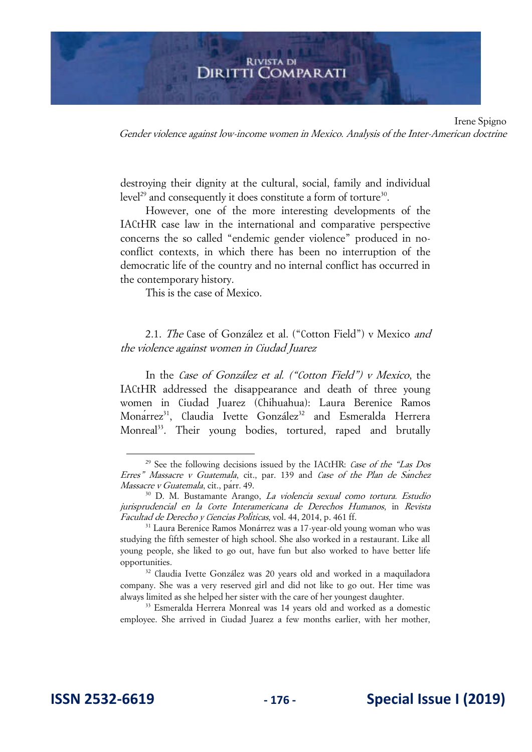destroying their dignity at the cultural, social, family and individual level[29] and consequently it does constitute a form of torture[30].

However, one of the more interesting developments of the IACtHR case law in the international and comparative perspective concerns the so called "endemic gender violence" produced in no-conflict contexts, in which there has been no interruption of the democratic life of the country and no internal conflict has occurred in the contemporary history.

This is the case of Mexico.

### 2.1. *The* Case of González et al. ("Cotton Field") v Mexico *and the violence against women in Ciudad Juarez*

In the *Case of González et al. ("Cotton Field") v Mexico*, the IACtHR addressed the disappearance and death of three young women in Ciudad Juarez (Chihuahua): Laura Berenice Ramos Monárrez[31], Claudia Ivette González[32] and Esmeralda Herrera Monreal[33]. Their young bodies, tortured, raped and brutally

---

[29] See the following decisions issued by the IACtHR: *Case of the "Las Dos Erres" Massacre v Guatemala*, cit., par. 139 and *Case of the Plan de Sánchez Massacre v Guatemala*, cit., párr. 49.

[30] D. M. Bustamante Arango, *La violencia sexual como tortura. Estudio jurisprudencial en la Corte Interamericana de Derechos Humanos*, in *Revista Facultad de Derecho y Ciencias Políticas*, vol. 44, 2014, p. 461 ff.

[31] Laura Berenice Ramos Monárrez was a 17-year-old young woman who was studying the fifth semester of high school. She also worked in a restaurant. Like all young people, she liked to go out, have fun but also worked to have better life opportunities.

[32] Claudia Ivette González was 20 years old and worked in a maquiladora company. She was a very reserved girl and did not like to go out. Her time was always limited as she helped her sister with the care of her youngest daughter.

[33] Esmeralda Herrera Monreal was 14 years old and worked as a domestic employee. She arrived in Ciudad Juarez a few months earlier, with her mother,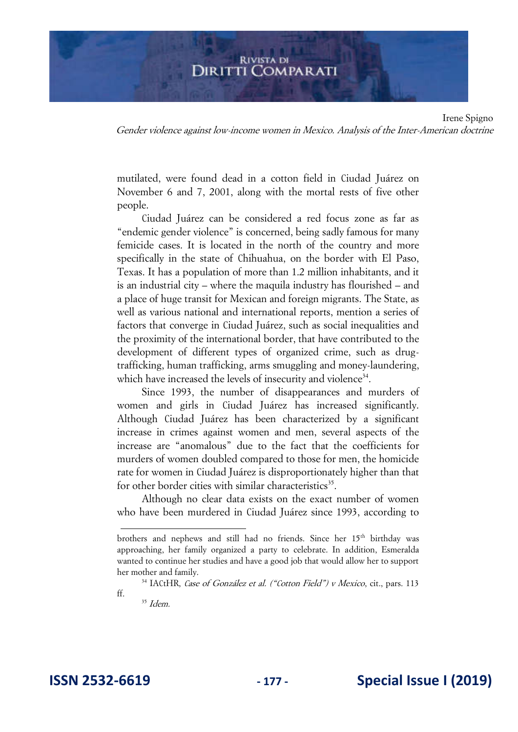mutilated, were found dead in a cotton field in Ciudad Juárez on November 6 and 7, 2001, along with the mortal rests of five other people.

Ciudad Juárez can be considered a red focus zone as far as "endemic gender violence" is concerned, being sadly famous for many femicide cases. It is located in the north of the country and more specifically in the state of Chihuahua, on the border with El Paso, Texas. It has a population of more than 1.2 million inhabitants, and it is an industrial city – where the maquila industry has flourished – and a place of huge transit for Mexican and foreign migrants. The State, as well as various national and international reports, mention a series of factors that converge in Ciudad Juárez, such as social inequalities and the proximity of the international border, that have contributed to the development of different types of organized crime, such as drug-trafficking, human trafficking, arms smuggling and money-laundering, which have increased the levels of insecurity and violence[34].

Since 1993, the number of disappearances and murders of women and girls in Ciudad Juárez has increased significantly. Although Ciudad Juárez has been characterized by a significant increase in crimes against women and men, several aspects of the increase are "anomalous" due to the fact that the coefficients for murders of women doubled compared to those for men, the homicide rate for women in Ciudad Juárez is disproportionately higher than that for other border cities with similar characteristics[35].

Although no clear data exists on the exact number of women who have been murdered in Ciudad Juárez since 1993, according to

---

brothers and nephews and still had no friends. Since her 15th birthday was approaching, her family organized a party to celebrate. In addition, Esmeralda wanted to continue her studies and have a good job that would allow her to support her mother and family.

[34] IACtHR, *Case of González et al. ("Cotton Field") v Mexico*, cit., pars. 113 ff.

[35] *Idem.*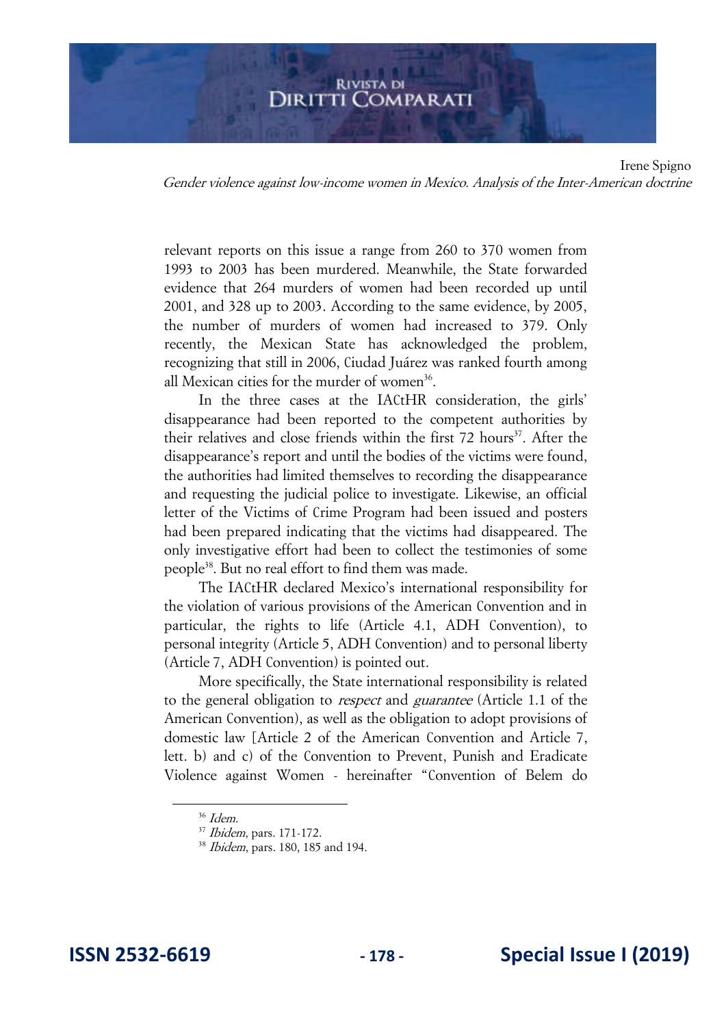relevant reports on this issue a range from 260 to 370 women from 1993 to 2003 has been murdered. Meanwhile, the State forwarded evidence that 264 murders of women had been recorded up until 2001, and 328 up to 2003. According to the same evidence, by 2005, the number of murders of women had increased to 379. Only recently, the Mexican State has acknowledged the problem, recognizing that still in 2006, Ciudad Juárez was ranked fourth among all Mexican cities for the murder of women[36].

In the three cases at the IACtHR consideration, the girls' disappearance had been reported to the competent authorities by their relatives and close friends within the first 72 hours[37]. After the disappearance's report and until the bodies of the victims were found, the authorities had limited themselves to recording the disappearance and requesting the judicial police to investigate. Likewise, an official letter of the Victims of Crime Program had been issued and posters had been prepared indicating that the victims had disappeared. The only investigative effort had been to collect the testimonies of some people[38]. But no real effort to find them was made.

The IACtHR declared Mexico's international responsibility for the violation of various provisions of the American Convention and in particular, the rights to life (Article 4.1, ADH Convention), to personal integrity (Article 5, ADH Convention) and to personal liberty (Article 7, ADH Convention) is pointed out.

More specifically, the State international responsibility is related to the general obligation to *respect* and *guarantee* (Article 1.1 of the American Convention), as well as the obligation to adopt provisions of domestic law [Article 2 of the American Convention and Article 7, lett. b) and c) of the Convention to Prevent, Punish and Eradicate Violence against Women - hereinafter "Convention of Belem do

---

[36] *Idem*.

[37] *Ibidem*, pars. 171-172.

[38] *Ibidem*, pars. 180, 185 and 194.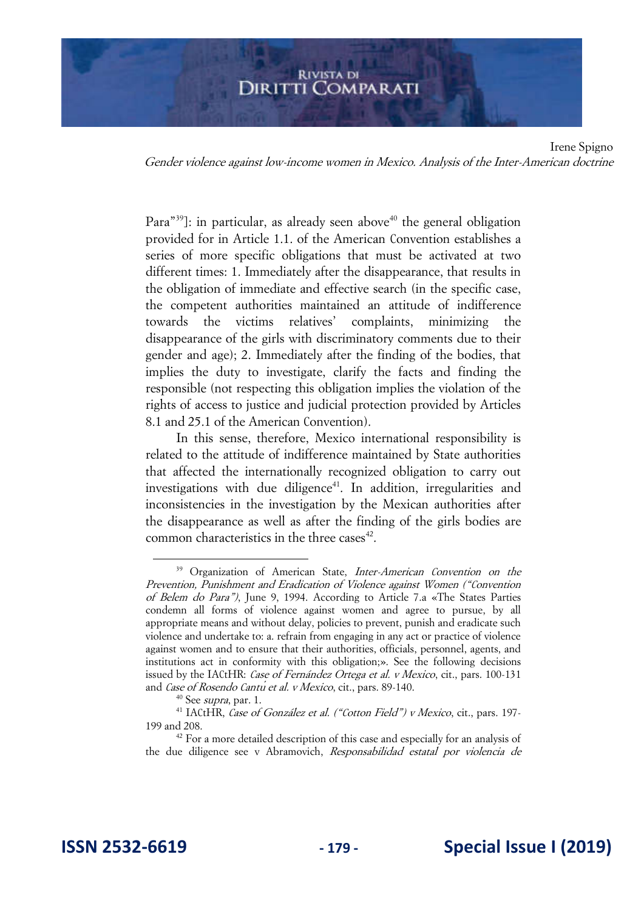Para"[39]]: in particular, as already seen above[40] the general obligation provided for in Article 1.1. of the American Convention establishes a series of more specific obligations that must be activated at two different times: 1. Immediately after the disappearance, that results in the obligation of immediate and effective search (in the specific case, the competent authorities maintained an attitude of indifference towards the victims relatives' complaints, minimizing the disappearance of the girls with discriminatory comments due to their gender and age); 2. Immediately after the finding of the bodies, that implies the duty to investigate, clarify the facts and finding the responsible (not respecting this obligation implies the violation of the rights of access to justice and judicial protection provided by Articles 8.1 and 25.1 of the American Convention).

In this sense, therefore, Mexico international responsibility is related to the attitude of indifference maintained by State authorities that affected the internationally recognized obligation to carry out investigations with due diligence[41]. In addition, irregularities and inconsistencies in the investigation by the Mexican authorities after the disappearance as well as after the finding of the girls bodies are common characteristics in the three cases[42].

---

[39] Organization of American State, *Inter-American Convention on the Prevention, Punishment and Eradication of Violence against Women ("Convention of Belem do Para")*, June 9, 1994. According to Article 7.a «The States Parties condemn all forms of violence against women and agree to pursue, by all appropriate means and without delay, policies to prevent, punish and eradicate such violence and undertake to: a. refrain from engaging in any act or practice of violence against women and to ensure that their authorities, officials, personnel, agents, and institutions act in conformity with this obligation;». See the following decisions issued by the IACtHR: *Case of Fernández Ortega et al. v Mexico*, cit., pars. 100-131 and *Case of Rosendo Cantú et al. v Mexico*, cit., pars. 89-140.

[40] See *supra*, par. 1.

[41] IACtHR, *Case of González et al. ("Cotton Field") v Mexico*, cit., pars. 197-199 and 208.

[42] For a more detailed description of this case and especially for an analysis of the due diligence see v Abramovich, *Responsabilidad estatal por violencia de*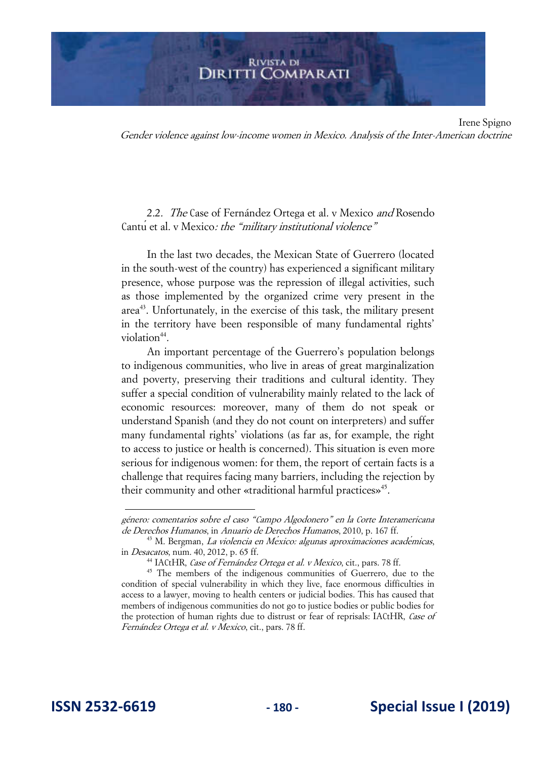### 2.2. *The* Case of Fernández Ortega et al. v Mexico *and* Rosendo Cantú et al. v Mexico*: the "military institutional violence"*

In the last two decades, the Mexican State of Guerrero (located in the south-west of the country) has experienced a significant military presence, whose purpose was the repression of illegal activities, such as those implemented by the organized crime very present in the area[43]. Unfortunately, in the exercise of this task, the military present in the territory have been responsible of many fundamental rights' violation[44].

An important percentage of the Guerrero's population belongs to indigenous communities, who live in areas of great marginalization and poverty, preserving their traditions and cultural identity. They suffer a special condition of vulnerability mainly related to the lack of economic resources: moreover, many of them do not speak or understand Spanish (and they do not count on interpreters) and suffer many fundamental rights' violations (as far as, for example, the right to access to justice or health is concerned). This situation is even more serious for indigenous women: for them, the report of certain facts is a challenge that requires facing many barriers, including the rejection by their community and other «traditional harmful practices»[45].

---

*género: comentarios sobre el caso "Campo Algodonero" en la Corte Interamericana de Derechos Humanos*, in *Anuario de Derechos Humanos*, 2010, p. 167 ff.

[43] M. Bergman, *La violencia en México: algunas aproximaciones académicas*, in *Desacatos*, núm. 40, 2012, p. 65 ff.

[44] IACtHR, *Case of Fernández Ortega et al. v Mexico*, cit., pars. 78 ff.

[45] The members of the indigenous communities of Guerrero, due to the condition of special vulnerability in which they live, face enormous difficulties in access to a lawyer, moving to health centers or judicial bodies. This has caused that members of indigenous communities do not go to justice bodies or public bodies for the protection of human rights due to distrust or fear of reprisals: IACtHR, *Case of Fernández Ortega et al. v Mexico*, cit., pars. 78 ff.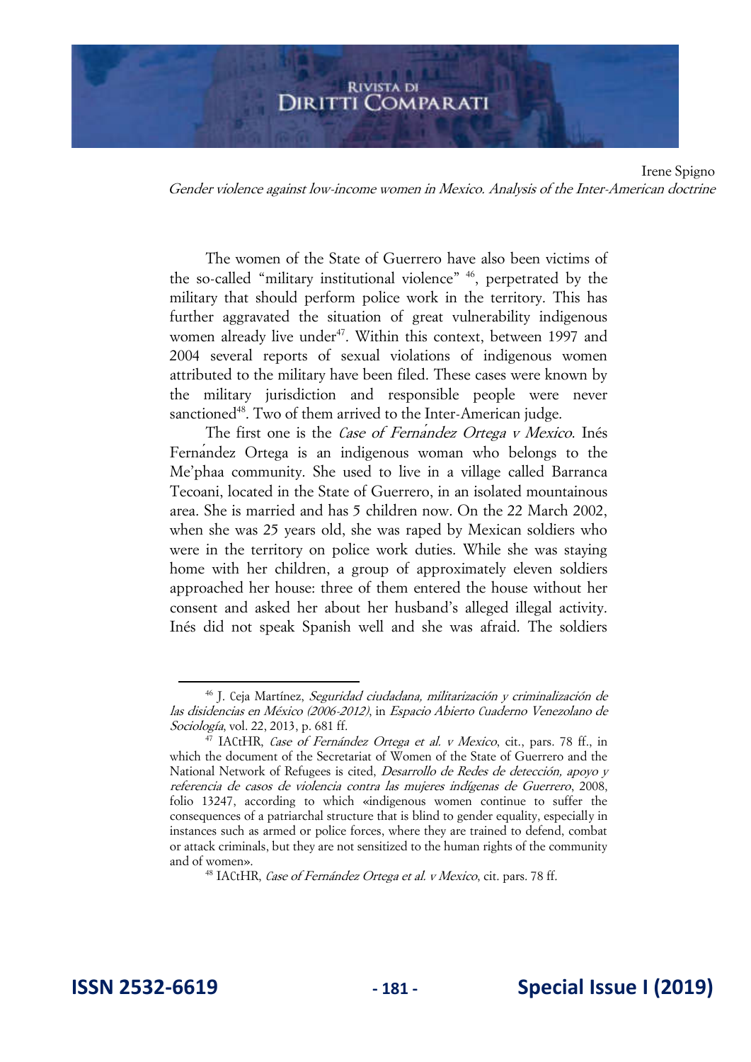The women of the State of Guerrero have also been victims of the so-called "military institutional violence" [46], perpetrated by the military that should perform police work in the territory. This has further aggravated the situation of great vulnerability indigenous women already live under[47]. Within this context, between 1997 and 2004 several reports of sexual violations of indigenous women attributed to the military have been filed. These cases were known by the military jurisdiction and responsible people were never sanctioned[48]. Two of them arrived to the Inter-American judge.

The first one is the *Case of Fernández Ortega v Mexico*. Inés Fernández Ortega is an indigenous woman who belongs to the Me'phaa community. She used to live in a village called Barranca Tecoani, located in the State of Guerrero, in an isolated mountainous area. She is married and has 5 children now. On the 22 March 2002, when she was 25 years old, she was raped by Mexican soldiers who were in the territory on police work duties. While she was staying home with her children, a group of approximately eleven soldiers approached her house: three of them entered the house without her consent and asked her about her husband's alleged illegal activity. Inés did not speak Spanish well and she was afraid. The soldiers

---

[46] J. Ceja Martínez, *Seguridad ciudadana, militarización y criminalización de las disidencias en México (2006-2012)*, in *Espacio Abierto Cuaderno Venezolano de Sociología*, vol. 22, 2013, p. 681 ff.

[47] IACtHR, *Case of Fernández Ortega et al. v Mexico*, cit., pars. 78 ff., in which the document of the Secretariat of Women of the State of Guerrero and the National Network of Refugees is cited, *Desarrollo de Redes de detección, apoyo y referencia de casos de violencia contra las mujeres indígenas de Guerrero*, 2008, folio 13247, according to which «indigenous women continue to suffer the consequences of a patriarchal structure that is blind to gender equality, especially in instances such as armed or police forces, where they are trained to defend, combat or attack criminals, but they are not sensitized to the human rights of the community and of women».

[48] IACtHR, *Case of Fernández Ortega et al. v Mexico*, cit. pars. 78 ff.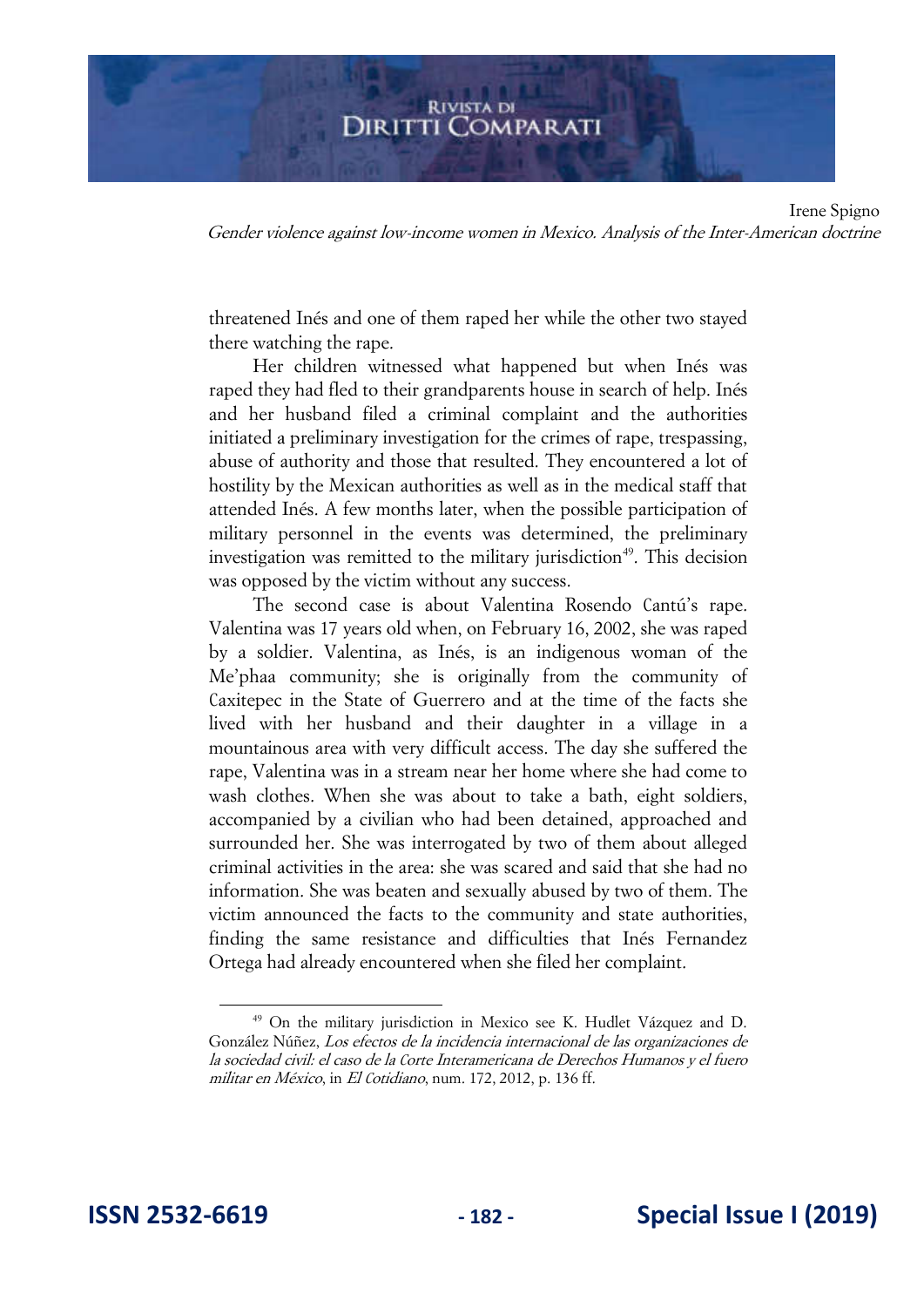threatened Inés and one of them raped her while the other two stayed there watching the rape.

Her children witnessed what happened but when Inés was raped they had fled to their grandparents house in search of help. Inés and her husband filed a criminal complaint and the authorities initiated a preliminary investigation for the crimes of rape, trespassing, abuse of authority and those that resulted. They encountered a lot of hostility by the Mexican authorities as well as in the medical staff that attended Inés. A few months later, when the possible participation of military personnel in the events was determined, the preliminary investigation was remitted to the military jurisdiction[49]. This decision was opposed by the victim without any success.

The second case is about Valentina Rosendo Cantú's rape. Valentina was 17 years old when, on February 16, 2002, she was raped by a soldier. Valentina, as Inés, is an indigenous woman of the Me'phaa community; she is originally from the community of Caxitepec in the State of Guerrero and at the time of the facts she lived with her husband and their daughter in a village in a mountainous area with very difficult access. The day she suffered the rape, Valentina was in a stream near her home where she had come to wash clothes. When she was about to take a bath, eight soldiers, accompanied by a civilian who had been detained, approached and surrounded her. She was interrogated by two of them about alleged criminal activities in the area: she was scared and said that she had no information. She was beaten and sexually abused by two of them. The victim announced the facts to the community and state authorities, finding the same resistance and difficulties that Inés Fernandez Ortega had already encountered when she filed her complaint.

[49] On the military jurisdiction in Mexico see K. Hudlet Vázquez and D. González Núñez, *Los efectos de la incidencia internacional de las organizaciones de la sociedad civil: el caso de la Corte Interamericana de Derechos Humanos y el fuero militar en México*, in *El Cotidiano*, num. 172, 2012, p. 136 ff.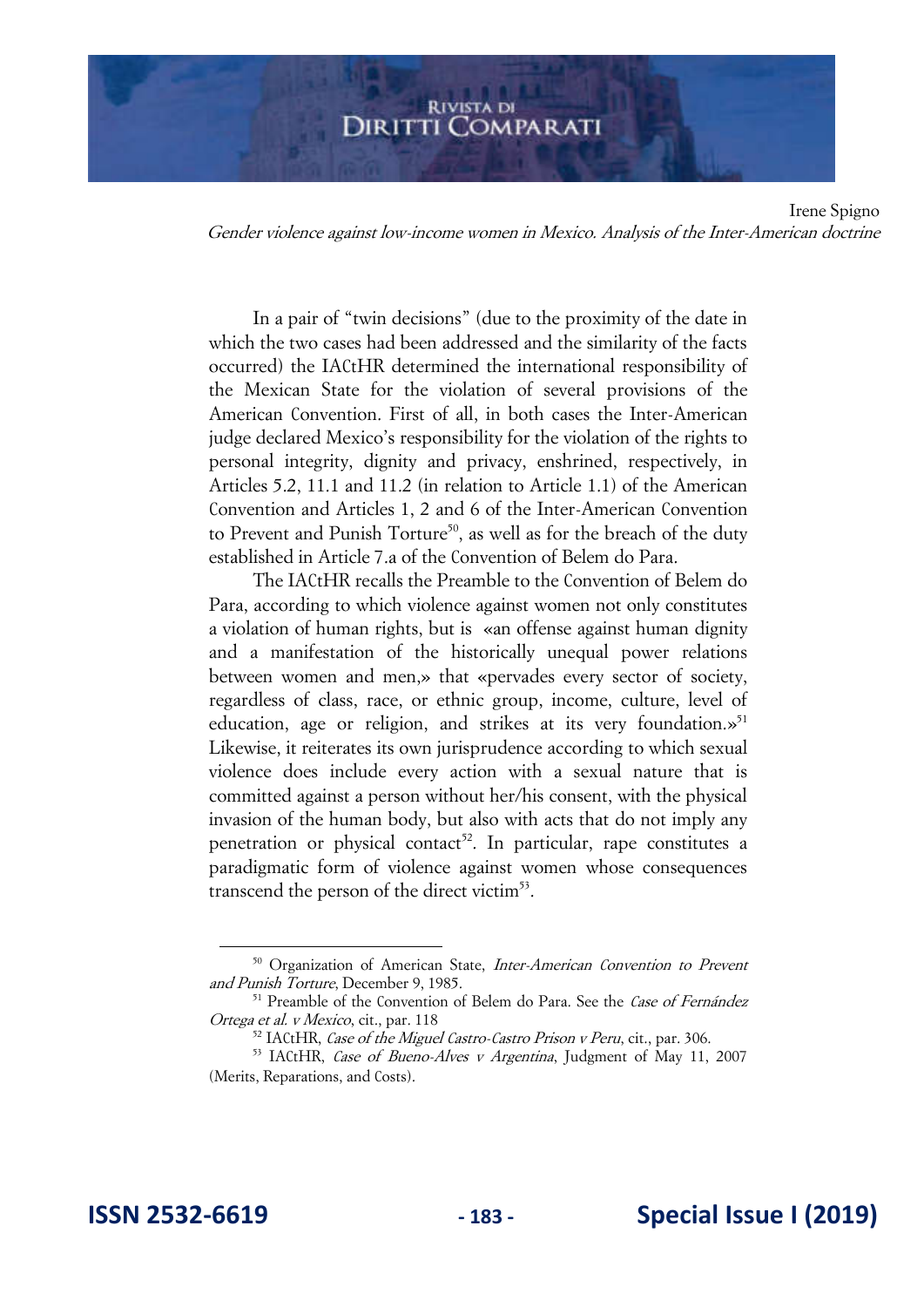In a pair of "twin decisions" (due to the proximity of the date in which the two cases had been addressed and the similarity of the facts occurred) the IACtHR determined the international responsibility of the Mexican State for the violation of several provisions of the American Convention. First of all, in both cases the Inter-American judge declared Mexico's responsibility for the violation of the rights to personal integrity, dignity and privacy, enshrined, respectively, in Articles 5.2, 11.1 and 11.2 (in relation to Article 1.1) of the American Convention and Articles 1, 2 and 6 of the Inter-American Convention to Prevent and Punish Torture[50], as well as for the breach of the duty established in Article 7.a of the Convention of Belem do Para.

The IACtHR recalls the Preamble to the Convention of Belem do Para, according to which violence against women not only constitutes a violation of human rights, but is «an offense against human dignity and a manifestation of the historically unequal power relations between women and men,» that «pervades every sector of society, regardless of class, race, or ethnic group, income, culture, level of education, age or religion, and strikes at its very foundation.»[51] Likewise, it reiterates its own jurisprudence according to which sexual violence does include every action with a sexual nature that is committed against a person without her/his consent, with the physical invasion of the human body, but also with acts that do not imply any penetration or physical contact[52]. In particular, rape constitutes a paradigmatic form of violence against women whose consequences transcend the person of the direct victim[53].

---

[50] Organization of American State, *Inter-American Convention to Prevent and Punish Torture*, December 9, 1985.

[51] Preamble of the Convention of Belem do Para. See the *Case of Fernández Ortega et al. v Mexico*, cit., par. 118

[52] IACtHR, *Case of the Miguel Castro-Castro Prison v Peru*, cit., par. 306.

[53] IACtHR, *Case of Bueno-Alves v Argentina*, Judgment of May 11, 2007 (Merits, Reparations, and Costs).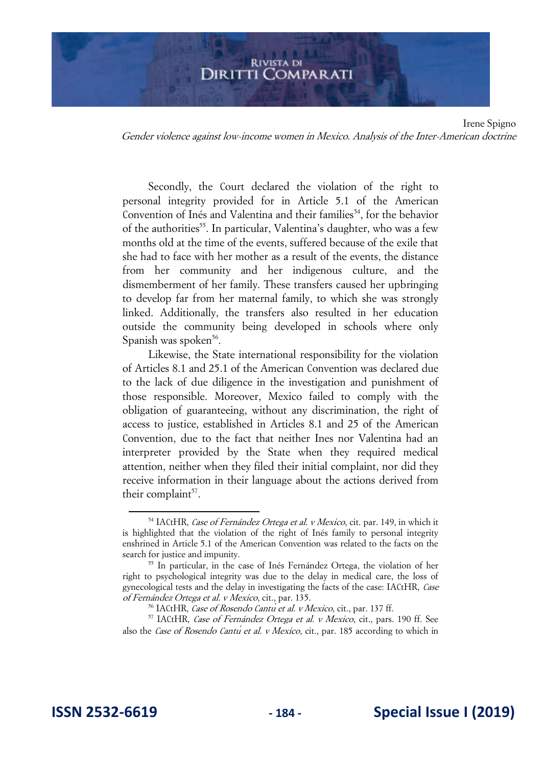Secondly, the Court declared the violation of the right to personal integrity provided for in Article 5.1 of the American Convention of Inés and Valentina and their families[54], for the behavior of the authorities[55]. In particular, Valentina's daughter, who was a few months old at the time of the events, suffered because of the exile that she had to face with her mother as a result of the events, the distance from her community and her indigenous culture, and the dismemberment of her family. These transfers caused her upbringing to develop far from her maternal family, to which she was strongly linked. Additionally, the transfers also resulted in her education outside the community being developed in schools where only Spanish was spoken[56].

Likewise, the State international responsibility for the violation of Articles 8.1 and 25.1 of the American Convention was declared due to the lack of due diligence in the investigation and punishment of those responsible. Moreover, Mexico failed to comply with the obligation of guaranteeing, without any discrimination, the right of access to justice, established in Articles 8.1 and 25 of the American Convention, due to the fact that neither Ines nor Valentina had an interpreter provided by the State when they required medical attention, neither when they filed their initial complaint, nor did they receive information in their language about the actions derived from their complaint[57].

---

[54] IACtHR, *Case of Fernández Ortega et al. v Mexico*, cit. par. 149, in which it is highlighted that the violation of the right of Inés family to personal integrity enshrined in Article 5.1 of the American Convention was related to the facts on the search for justice and impunity.

[55] In particular, in the case of Inés Fernández Ortega, the violation of her right to psychological integrity was due to the delay in medical care, the loss of gynecological tests and the delay in investigating the facts of the case: IACtHR, *Case of Fernández Ortega et al. v Mexico*, cit., par. 135.

[56] IACtHR, *Case of Rosendo Cantú et al. v Mexico*, cit., par. 137 ff.

[57] IACtHR, *Case of Fernández Ortega et al. v Mexico*, cit., pars. 190 ff. See also the *Case of Rosendo Cantú et al. v Mexico*, cit., par. 185 according to which in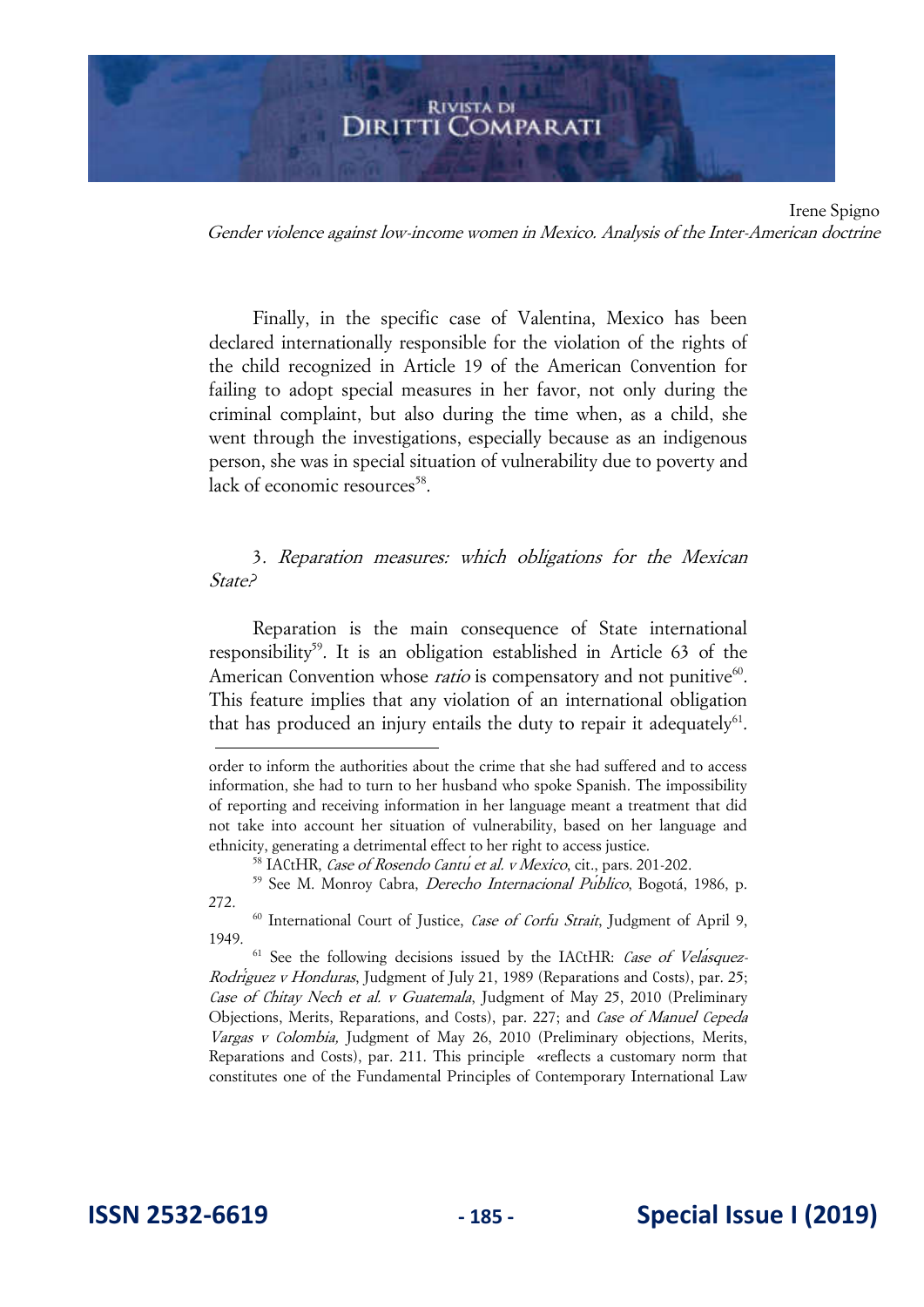Finally, in the specific case of Valentina, Mexico has been declared internationally responsible for the violation of the rights of the child recognized in Article 19 of the American Convention for failing to adopt special measures in her favor, not only during the criminal complaint, but also during the time when, as a child, she went through the investigations, especially because as an indigenous person, she was in special situation of vulnerability due to poverty and lack of economic resources[58].

### 3. *Reparation measures: which obligations for the Mexican State?*

Reparation is the main consequence of State international responsibility[59]. It is an obligation established in Article 63 of the American Convention whose *ratio* is compensatory and not punitive[60]. This feature implies that any violation of an international obligation that has produced an injury entails the duty to repair it adequately[61].

---

order to inform the authorities about the crime that she had suffered and to access information, she had to turn to her husband who spoke Spanish. The impossibility of reporting and receiving information in her language meant a treatment that did not take into account her situation of vulnerability, based on her language and ethnicity, generating a detrimental effect to her right to access justice.

[58] IACtHR, *Case of Rosendo Cantú et al. v Mexico*, cit., pars. 201-202.

[59] See M. Monroy Cabra, *Derecho Internacional Público*, Bogotá, 1986, p. 272.

[60] International Court of Justice, *Case of Corfu Strait*, Judgment of April 9, 1949.

[61] See the following decisions issued by the IACtHR: *Case of Velásquez-Rodríguez v Honduras*, Judgment of July 21, 1989 (Reparations and Costs), par. 25; *Case of Chitay Nech et al. v Guatemala*, Judgment of May 25, 2010 (Preliminary Objections, Merits, Reparations, and Costs), par. 227; and *Case of Manuel Cepeda Vargas v Colombia,* Judgment of May 26, 2010 (Preliminary objections, Merits, Reparations and Costs), par. 211. This principle «reflects a customary norm that constitutes one of the Fundamental Principles of Contemporary International Law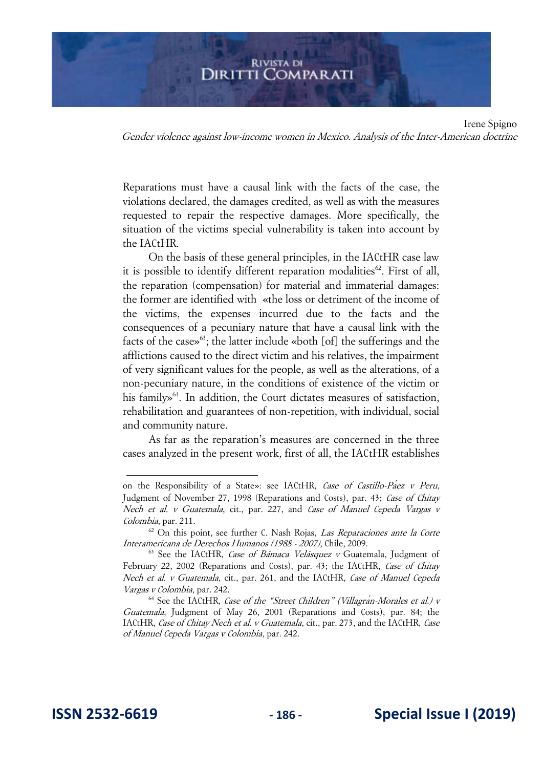Reparations must have a causal link with the facts of the case, the violations declared, the damages credited, as well as with the measures requested to repair the respective damages. More specifically, the situation of the victims special vulnerability is taken into account by the IACtHR.

On the basis of these general principles, in the IACtHR case law it is possible to identify different reparation modalities[62]. First of all, the reparation (compensation) for material and immaterial damages: the former are identified with «the loss or detriment of the income of the victims, the expenses incurred due to the facts and the consequences of a pecuniary nature that have a causal link with the facts of the case»[63]; the latter include «both [of] the sufferings and the afflictions caused to the direct victim and his relatives, the impairment of very significant values for the people, as well as the alterations, of a non-pecuniary nature, in the conditions of existence of the victim or his family»[64]. In addition, the Court dictates measures of satisfaction, rehabilitation and guarantees of non-repetition, with individual, social and community nature.

As far as the reparation's measures are concerned in the three cases analyzed in the present work, first of all, the IACtHR establishes

---

on the Responsibility of a State»: see IACtHR, *Case of Castillo-Páez v Peru*, Judgment of November 27, 1998 (Reparations and Costs), par. 43; *Case of Chitay Nech et al. v Guatemala*, cit., par. 227, and *Case of Manuel Cepeda Vargas v Colombia*, par. 211.

[62] On this point, see further C. Nash Rojas, *Las Reparaciones ante la Corte Interamericana de Derechos Humanos (1988 - 2007)*, Chile, 2009.

[63] See the IACtHR, *Case of Bámaca Velásquez v* Guatemala, Judgment of February 22, 2002 (Reparations and Costs), par. 43; the IACtHR, *Case of Chitay Nech et al. v Guatemala*, cit., par. 261, and the IACtHR, *Case of Manuel Cepeda Vargas v Colombia*, par. 242.

[64] See the IACtHR, *Case of the "Street Children" (Villagrán-Morales et al.) v Guatemala*, Judgment of May 26, 2001 (Reparations and Costs), par. 84; the IACtHR, *Case of Chitay Nech et al. v Guatemala*, cit., par. 273, and the IACtHR, *Case of Manuel Cepeda Vargas v Colombia*, par. 242.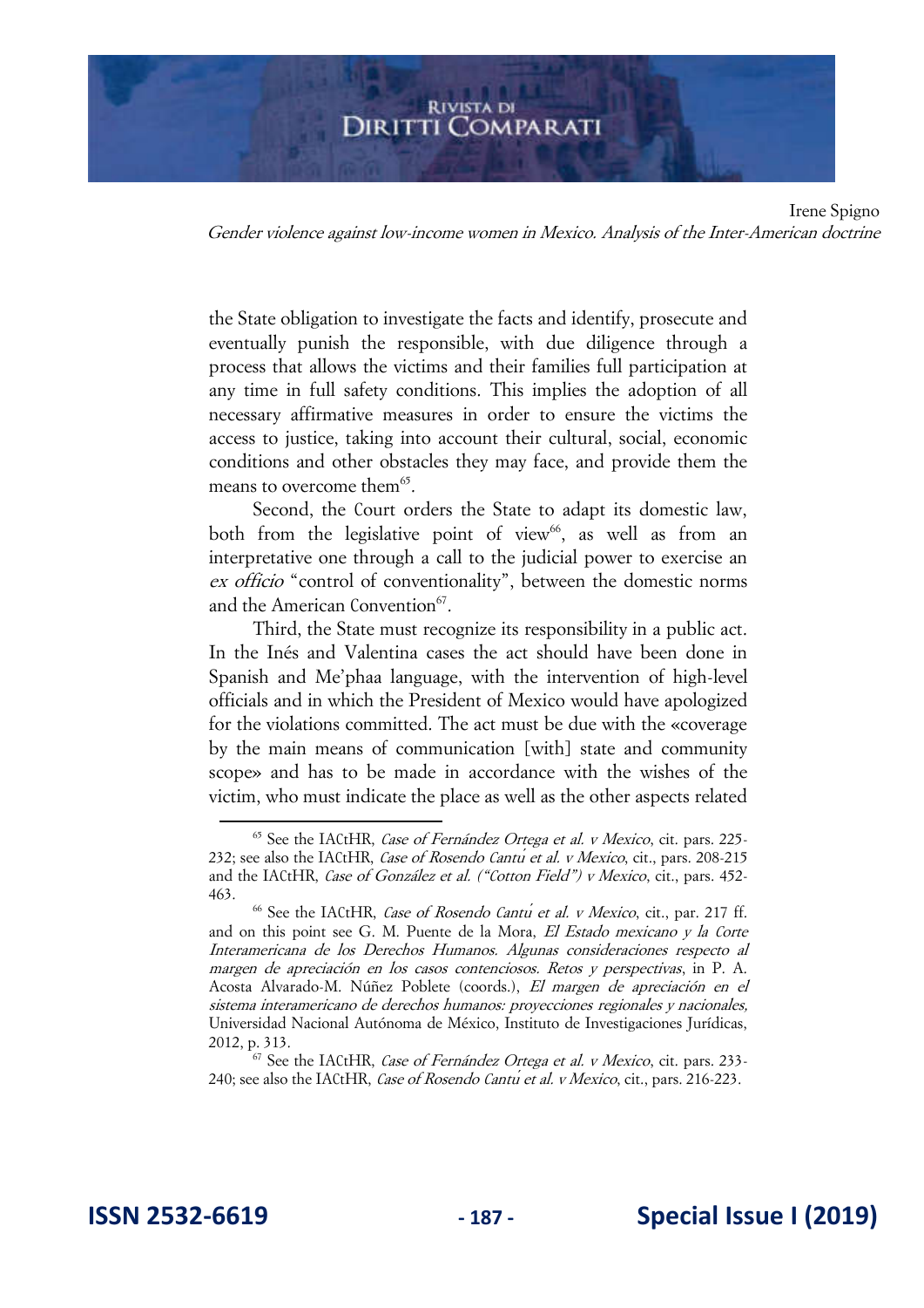the State obligation to investigate the facts and identify, prosecute and eventually punish the responsible, with due diligence through a process that allows the victims and their families full participation at any time in full safety conditions. This implies the adoption of all necessary affirmative measures in order to ensure the victims the access to justice, taking into account their cultural, social, economic conditions and other obstacles they may face, and provide them the means to overcome them[65].

Second, the Court orders the State to adapt its domestic law, both from the legislative point of view[66], as well as from an interpretative one through a call to the judicial power to exercise an *ex officio* "control of conventionality", between the domestic norms and the American Convention[67].

Third, the State must recognize its responsibility in a public act. In the Inés and Valentina cases the act should have been done in Spanish and Me'phaa language, with the intervention of high-level officials and in which the President of Mexico would have apologized for the violations committed. The act must be due with the «coverage by the main means of communication [with] state and community scope» and has to be made in accordance with the wishes of the victim, who must indicate the place as well as the other aspects related

---

[65] See the IACtHR, *Case of Fernández Ortega et al. v Mexico*, cit. pars. 225-232; see also the IACtHR, *Case of Rosendo Cantu et al. v Mexico*, cit., pars. 208-215 and the IACtHR, *Case of González et al. ("Cotton Field") v Mexico*, cit., pars. 452-463.

[66] See the IACtHR, *Case of Rosendo Cantú et al. v Mexico*, cit., par. 217 ff. and on this point see G. M. Puente de la Mora, *El Estado mexicano y la Corte Interamericana de los Derechos Humanos. Algunas consideraciones respecto al margen de apreciación en los casos contenciosos. Retos y perspectivas*, in P. A. Acosta Alvarado-M. Núñez Poblete (coords.), *El margen de apreciación en el sistema interamericano de derechos humanos: proyecciones regionales y nacionales,* Universidad Nacional Autónoma de México, Instituto de Investigaciones Jurídicas, 2012, p. 313.

[67] See the IACtHR, *Case of Fernández Ortega et al. v Mexico*, cit. pars. 233-240; see also the IACtHR, *Case of Rosendo Cantú et al. v Mexico*, cit., pars. 216-223.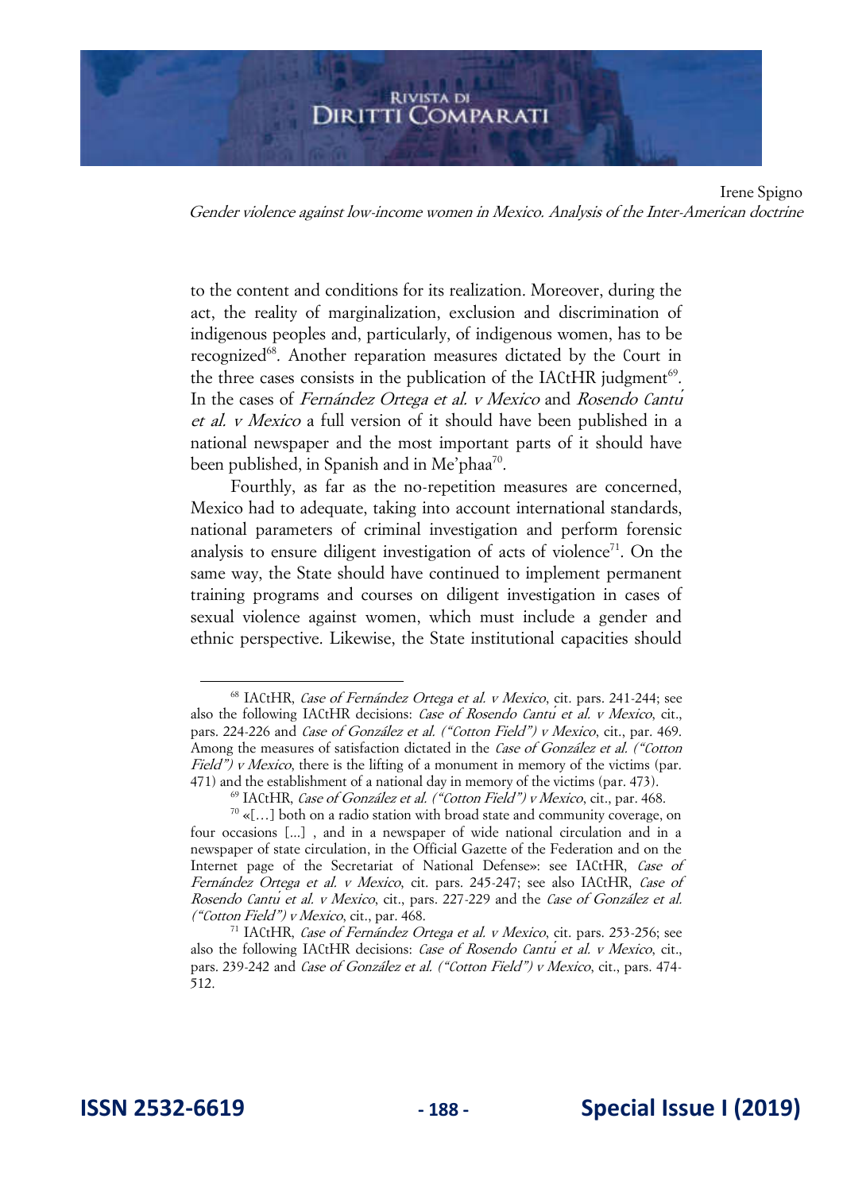to the content and conditions for its realization. Moreover, during the act, the reality of marginalization, exclusion and discrimination of indigenous peoples and, particularly, of indigenous women, has to be recognized[68]. Another reparation measures dictated by the Court in the three cases consists in the publication of the IACtHR judgment[69]. In the cases of *Fernández Ortega et al. v Mexico* and *Rosendo Cantú et al. v Mexico* a full version of it should have been published in a national newspaper and the most important parts of it should have been published, in Spanish and in Me'phaa[70].

Fourthly, as far as the no-repetition measures are concerned, Mexico had to adequate, taking into account international standards, national parameters of criminal investigation and perform forensic analysis to ensure diligent investigation of acts of violence[71]. On the same way, the State should have continued to implement permanent training programs and courses on diligent investigation in cases of sexual violence against women, which must include a gender and ethnic perspective. Likewise, the State institutional capacities should

---

[68] IACtHR, *Case of Fernández Ortega et al. v Mexico*, cit. pars. 241-244; see also the following IACtHR decisions: *Case of Rosendo Cantú et al. v Mexico*, cit., pars. 224-226 and *Case of González et al. ("Cotton Field") v Mexico*, cit., par. 469. Among the measures of satisfaction dictated in the *Case of González et al. ("Cotton Field") v Mexico*, there is the lifting of a monument in memory of the victims (par. 471) and the establishment of a national day in memory of the victims (par. 473).

[69] IACtHR, *Case of González et al. ("Cotton Field") v Mexico*, cit., par. 468.

[70] «[…] both on a radio station with broad state and community coverage, on four occasions […] , and in a newspaper of wide national circulation and in a newspaper of state circulation, in the Official Gazette of the Federation and on the Internet page of the Secretariat of National Defense»: see IACtHR, *Case of Fernández Ortega et al. v Mexico*, cit. pars. 245-247; see also IACtHR, *Case of Rosendo Cantú et al. v Mexico*, cit., pars. 227-229 and the *Case of González et al. ("Cotton Field") v Mexico*, cit., par. 468.

[71] IACtHR, *Case of Fernández Ortega et al. v Mexico*, cit. pars. 253-256; see also the following IACtHR decisions: *Case of Rosendo Cantú et al. v Mexico*, cit., pars. 239-242 and *Case of González et al. ("Cotton Field") v Mexico*, cit., pars. 474-512.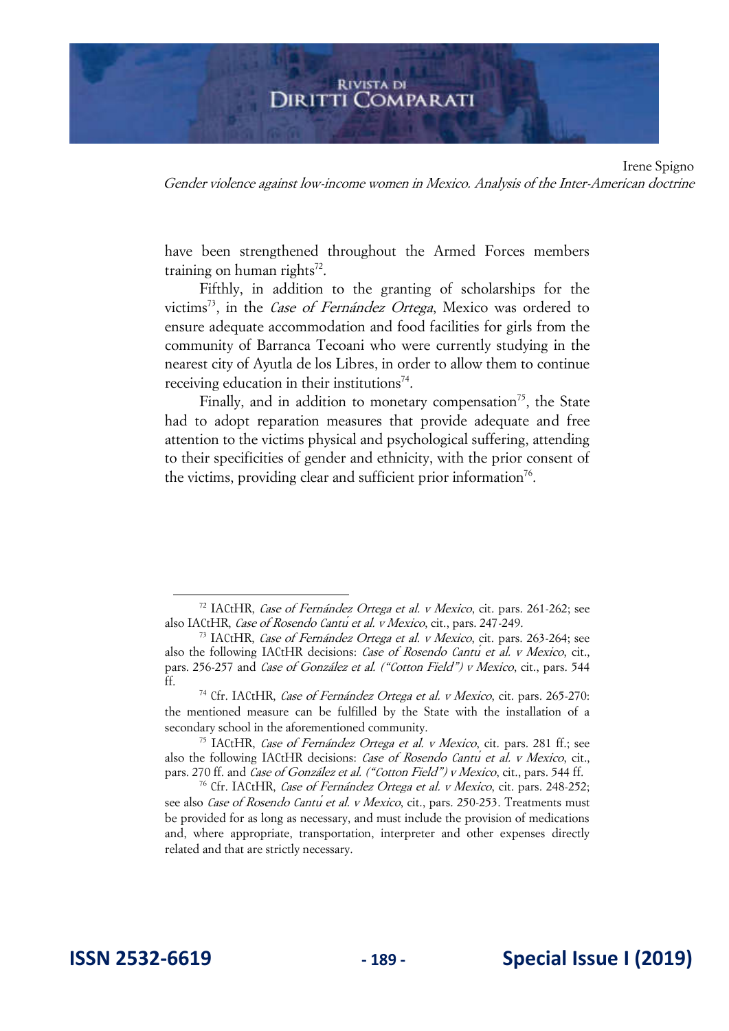have been strengthened throughout the Armed Forces members training on human rights[72].

Fifthly, in addition to the granting of scholarships for the victims[73], in the *Case of Fernández Ortega*, Mexico was ordered to ensure adequate accommodation and food facilities for girls from the community of Barranca Tecoani who were currently studying in the nearest city of Ayutla de los Libres, in order to allow them to continue receiving education in their institutions[74].

Finally, and in addition to monetary compensation[75], the State had to adopt reparation measures that provide adequate and free attention to the victims physical and psychological suffering, attending to their specificities of gender and ethnicity, with the prior consent of the victims, providing clear and sufficient prior information[76].

---

[72] IACtHR, *Case of Fernández Ortega et al. v Mexico*, cit. pars. 261-262; see also IACtHR, *Case of Rosendo Cantú et al. v Mexico*, cit., pars. 247-249.

[73] IACtHR, *Case of Fernández Ortega et al. v Mexico*, cit. pars. 263-264; see also the following IACtHR decisions: *Case of Rosendo Cantú et al. v Mexico*, cit., pars. 256-257 and *Case of González et al. ("Cotton Field") v Mexico*, cit., pars. 544 ff.

[74] Cfr. IACtHR, *Case of Fernández Ortega et al. v Mexico*, cit. pars. 265-270: the mentioned measure can be fulfilled by the State with the installation of a secondary school in the aforementioned community.

[75] IACtHR, *Case of Fernández Ortega et al. v Mexico*, cit. pars. 281 ff.; see also the following IACtHR decisions: *Case of Rosendo Cantú et al. v Mexico*, cit., pars. 270 ff. and *Case of González et al. ("Cotton Field") v Mexico*, cit., pars. 544 ff.

[76] Cfr. IACtHR, *Case of Fernández Ortega et al. v Mexico*, cit. pars. 248-252; see also *Case of Rosendo Cantú et al. v Mexico*, cit., pars. 250-253. Treatments must be provided for as long as necessary, and must include the provision of medications and, where appropriate, transportation, interpreter and other expenses directly related and that are strictly necessary.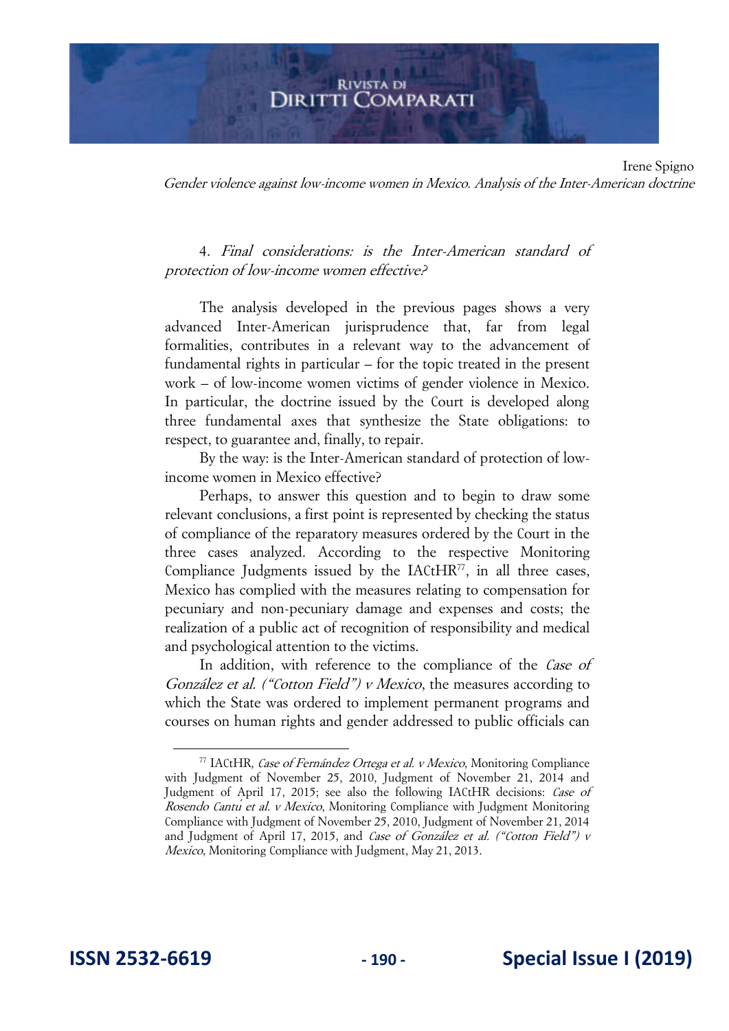## 4. *Final considerations: is the Inter-American standard of protection of low-income women effective?*

The analysis developed in the previous pages shows a very advanced Inter-American jurisprudence that, far from legal formalities, contributes in a relevant way to the advancement of fundamental rights in particular – for the topic treated in the present work – of low-income women victims of gender violence in Mexico. In particular, the doctrine issued by the Court is developed along three fundamental axes that synthesize the State obligations: to respect, to guarantee and, finally, to repair.

By the way: is the Inter-American standard of protection of low-income women in Mexico effective?

Perhaps, to answer this question and to begin to draw some relevant conclusions, a first point is represented by checking the status of compliance of the reparatory measures ordered by the Court in the three cases analyzed. According to the respective Monitoring Compliance Judgments issued by the IACtHR[77], in all three cases, Mexico has complied with the measures relating to compensation for pecuniary and non-pecuniary damage and expenses and costs; the realization of a public act of recognition of responsibility and medical and psychological attention to the victims.

In addition, with reference to the compliance of the *Case of González et al. ("Cotton Field") v Mexico*, the measures according to which the State was ordered to implement permanent programs and courses on human rights and gender addressed to public officials can

---

[77] IACtHR, *Case of Fernández Ortega et al. v Mexico*, Monitoring Compliance with Judgment of November 25, 2010, Judgment of November 21, 2014 and Judgment of April 17, 2015; see also the following IACtHR decisions: *Case of Rosendo Cantú et al. v Mexico*, Monitoring Compliance with Judgment Monitoring Compliance with Judgment of November 25, 2010, Judgment of November 21, 2014 and Judgment of April 17, 2015, and *Case of González et al. ("Cotton Field") v Mexico*, Monitoring Compliance with Judgment, May 21, 2013.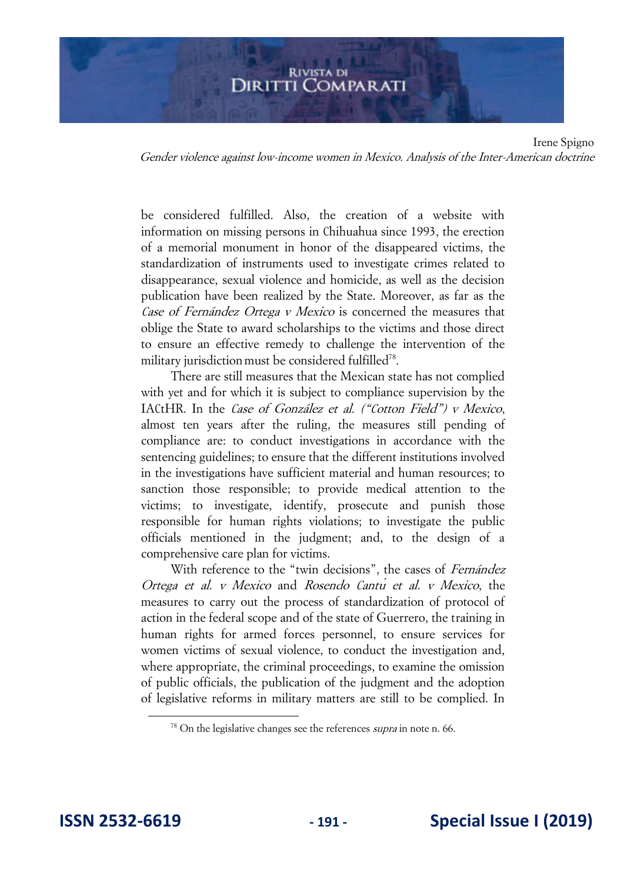be considered fulfilled. Also, the creation of a website with information on missing persons in Chihuahua since 1993, the erection of a memorial monument in honor of the disappeared victims, the standardization of instruments used to investigate crimes related to disappearance, sexual violence and homicide, as well as the decision publication have been realized by the State. Moreover, as far as the *Case of Fernández Ortega v Mexico* is concerned the measures that oblige the State to award scholarships to the victims and those direct to ensure an effective remedy to challenge the intervention of the military jurisdiction must be considered fulfilled[78].

There are still measures that the Mexican state has not complied with yet and for which it is subject to compliance supervision by the IACtHR. In the *Case of González et al. ("Cotton Field") v Mexico*, almost ten years after the ruling, the measures still pending of compliance are: to conduct investigations in accordance with the sentencing guidelines; to ensure that the different institutions involved in the investigations have sufficient material and human resources; to sanction those responsible; to provide medical attention to the victims; to investigate, identify, prosecute and punish those responsible for human rights violations; to investigate the public officials mentioned in the judgment; and, to the design of a comprehensive care plan for victims.

With reference to the "twin decisions", the cases of *Fernández Ortega et al. v Mexico* and *Rosendo Cantú et al. v Mexico*, the measures to carry out the process of standardization of protocol of action in the federal scope and of the state of Guerrero, the training in human rights for armed forces personnel, to ensure services for women victims of sexual violence, to conduct the investigation and, where appropriate, the criminal proceedings, to examine the omission of public officials, the publication of the judgment and the adoption of legislative reforms in military matters are still to be complied. In

[78] On the legislative changes see the references *supra* in note n. 66.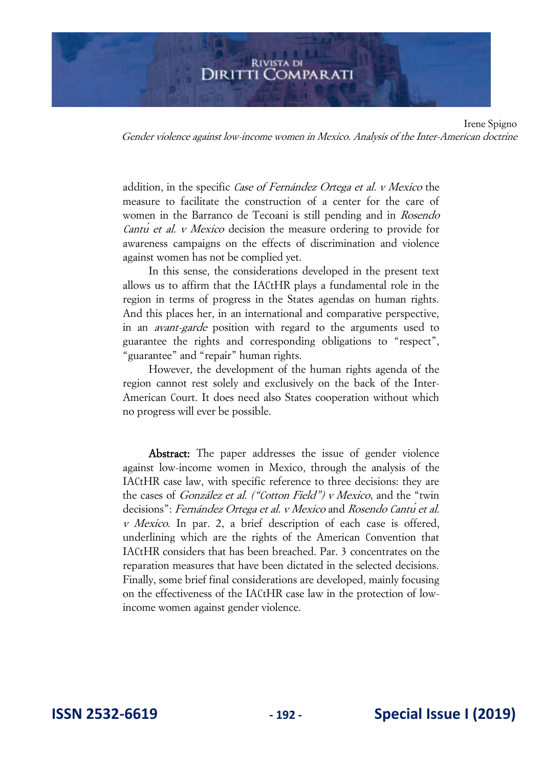addition, in the specific *Case of Fernández Ortega et al. v Mexico* the measure to facilitate the construction of a center for the care of women in the Barranco de Tecoani is still pending and in *Rosendo Cantú et al. v Mexico* decision the measure ordering to provide for awareness campaigns on the effects of discrimination and violence against women has not be complied yet.

In this sense, the considerations developed in the present text allows us to affirm that the IACtHR plays a fundamental role in the region in terms of progress in the States agendas on human rights. And this places her, in an international and comparative perspective, in an *avant-garde* position with regard to the arguments used to guarantee the rights and corresponding obligations to "respect", "guarantee" and "repair" human rights.

However, the development of the human rights agenda of the region cannot rest solely and exclusively on the back of the Inter-American Court. It does need also States cooperation without which no progress will ever be possible.

**Abstract:** The paper addresses the issue of gender violence against low-income women in Mexico, through the analysis of the IACtHR case law, with specific reference to three decisions: they are the cases of *González et al. ("Cotton Field") v Mexico*, and the "twin decisions": *Fernández Ortega et al. v Mexico* and *Rosendo Cantú et al. v Mexico*. In par. 2, a brief description of each case is offered, underlining which are the rights of the American Convention that IACtHR considers that has been breached. Par. 3 concentrates on the reparation measures that have been dictated in the selected decisions. Finally, some brief final considerations are developed, mainly focusing on the effectiveness of the IACtHR case law in the protection of low-income women against gender violence.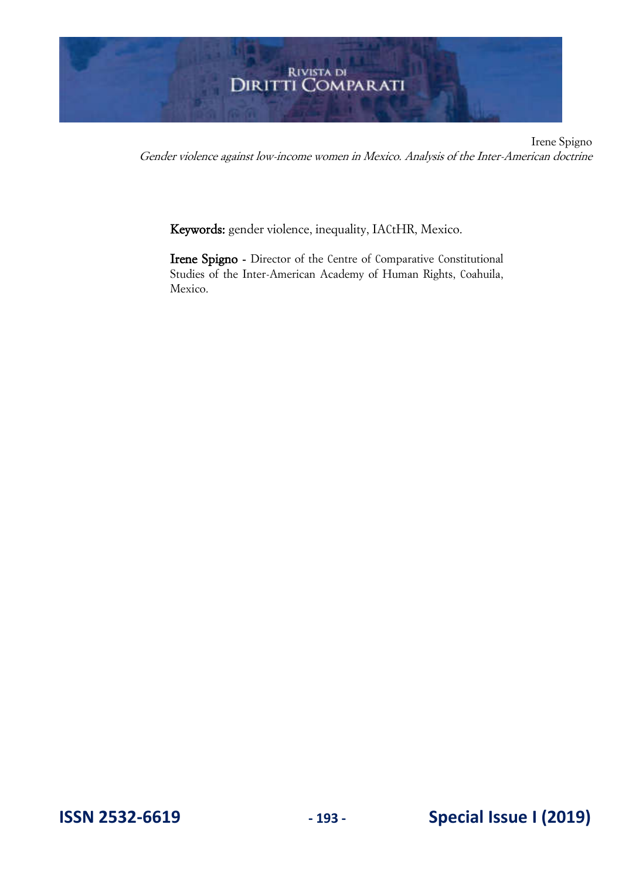**Keywords:** gender violence, inequality, IACtHR, Mexico.

**Irene Spigno** - Director of the Centre of Comparative Constitutional Studies of the Inter-American Academy of Human Rights, Coahuila, Mexico.